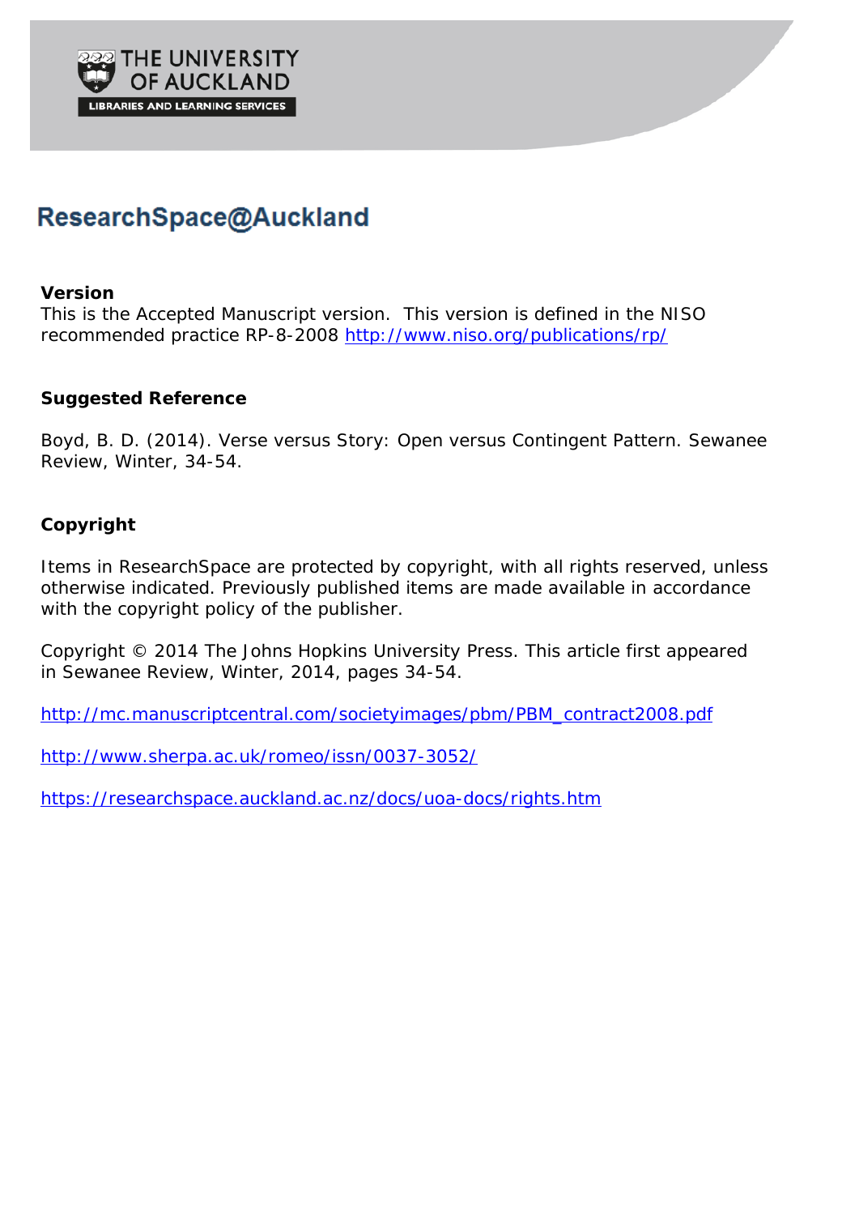THE UNIVERSITY OF AUCKLAND

LIBRARIES AND LEARNING SERVICES

# ResearchSpace@Auckland

**Version**

This is the Accepted Manuscript version. This version is defined in the NISO recommended practice RP-8-2008 http://www.niso.org/publications/rp/

**Suggested Reference**

Boyd, B. D. (2014). Verse versus Story: Open versus Contingent Pattern. Sewanee Review, Winter, 34-54.

**Copyright**

Items in ResearchSpace are protected by copyright, with all rights reserved, unless otherwise indicated. Previously published items are made available in accordance with the copyright policy of the publisher.

Copyright © 2014 The Johns Hopkins University Press. This article first appeared in Sewanee Review, Winter, 2014, pages 34-54.

http://mc.manuscriptcentral.com/societyimages/pbm/PBM_contract2008.pdf

http://www.sherpa.ac.uk/romeo/issn/0037-3052/

https://researchspace.auckland.ac.nz/docs/uoa-docs/rights.htm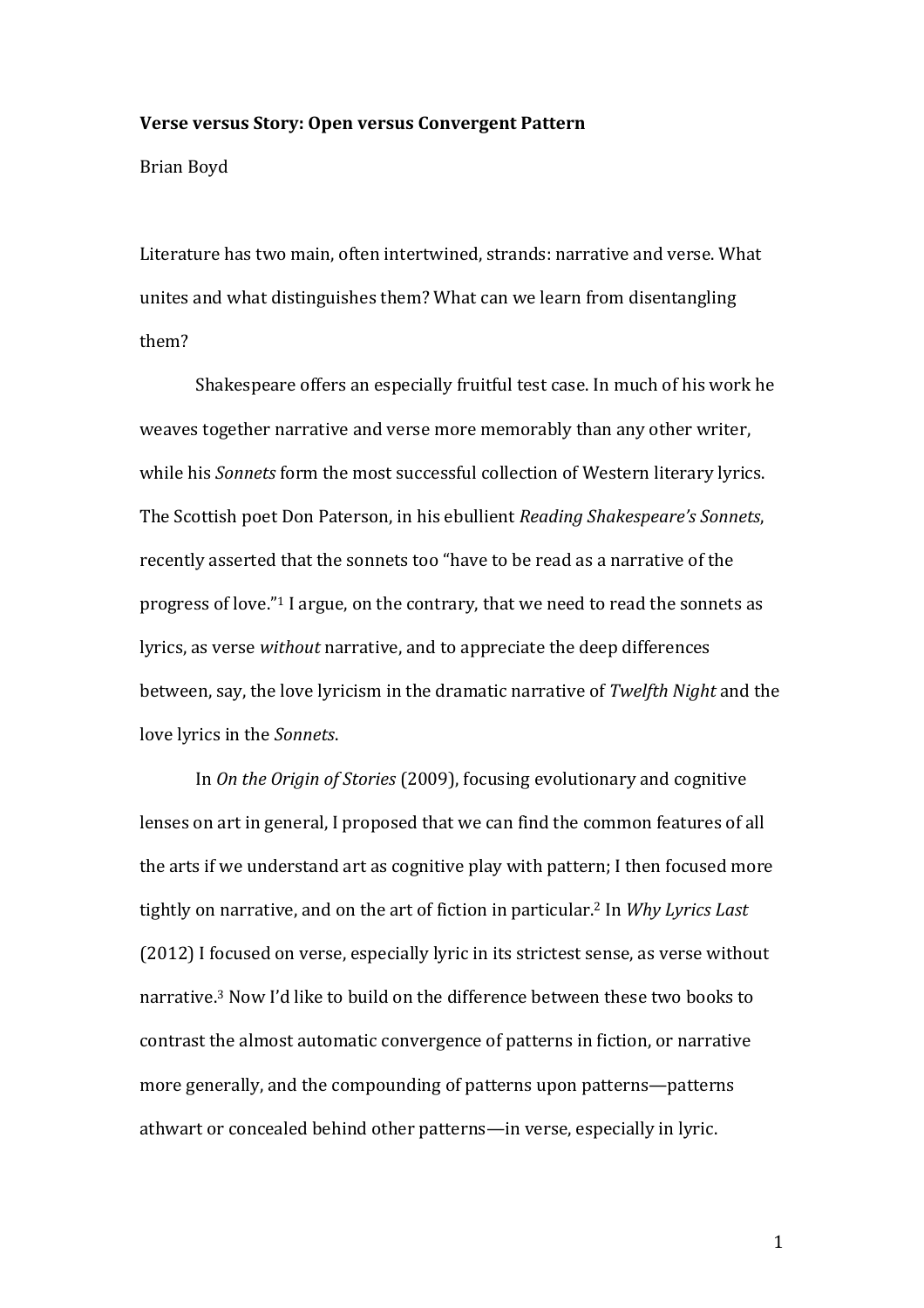**Verse versus Story: Open versus Convergent Pattern**

Brian Boyd

Literature has two main, often intertwined, strands: narrative and verse. What unites and what distinguishes them? What can we learn from disentangling them?

Shakespeare offers an especially fruitful test case. In much of his work he weaves together narrative and verse more memorably than any other writer, while his *Sonnets* form the most successful collection of Western literary lyrics. The Scottish poet Don Paterson, in his ebullient *Reading Shakespeare's Sonnets*, recently asserted that the sonnets too "have to be read as a narrative of the progress of love."[1] I argue, on the contrary, that we need to read the sonnets as lyrics, as verse *without* narrative, and to appreciate the deep differences between, say, the love lyricism in the dramatic narrative of *Twelfth Night* and the love lyrics in the *Sonnets*.

In *On the Origin of Stories* (2009), focusing evolutionary and cognitive lenses on art in general, I proposed that we can find the common features of all the arts if we understand art as cognitive play with pattern; I then focused more tightly on narrative, and on the art of fiction in particular.[2] In *Why Lyrics Last* (2012) I focused on verse, especially lyric in its strictest sense, as verse without narrative.[3] Now I'd like to build on the difference between these two books to contrast the almost automatic convergence of patterns in fiction, or narrative more generally, and the compounding of patterns upon patterns—patterns athwart or concealed behind other patterns—in verse, especially in lyric.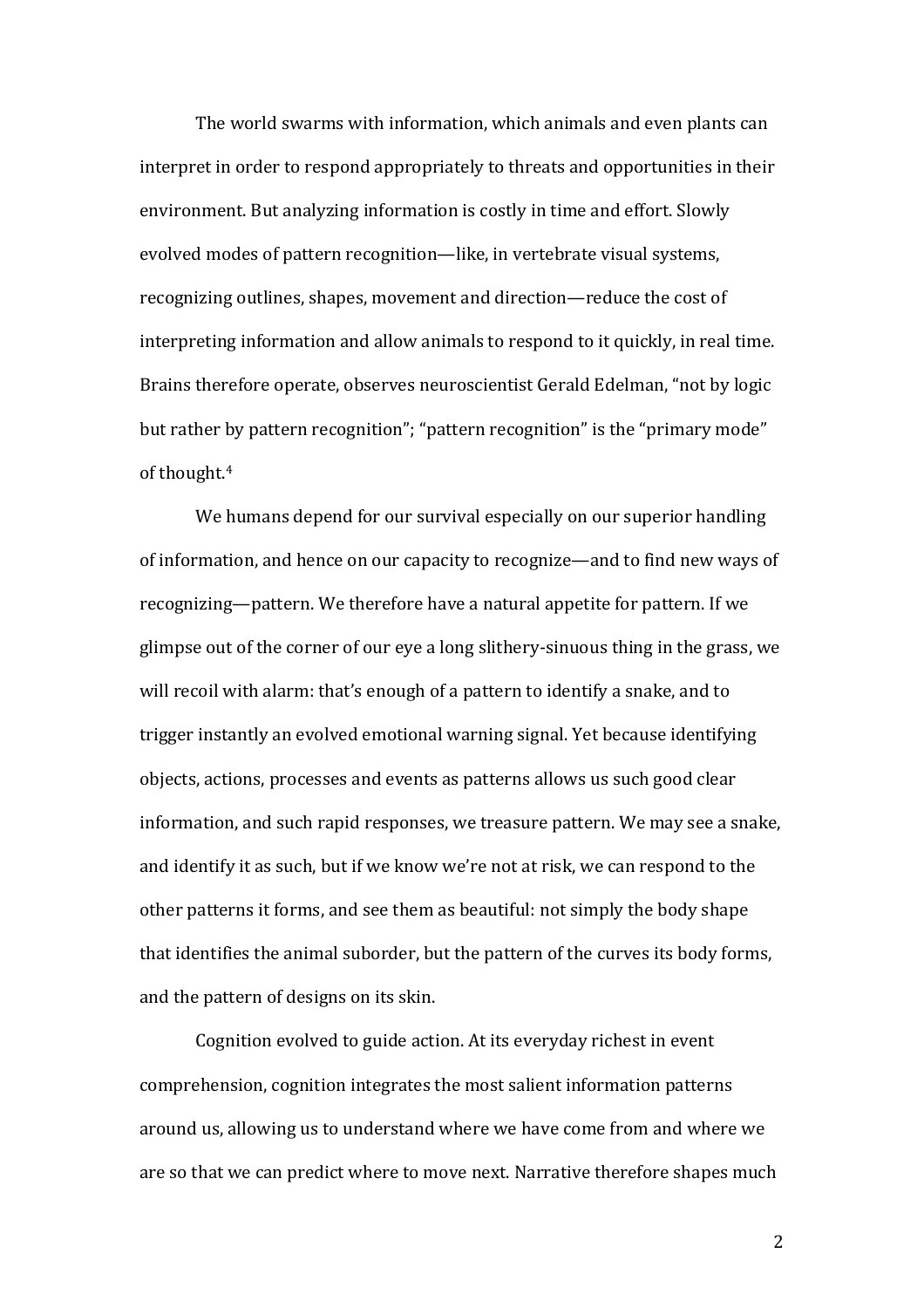The world swarms with information, which animals and even plants can interpret in order to respond appropriately to threats and opportunities in their environment. But analyzing information is costly in time and effort. Slowly evolved modes of pattern recognition—like, in vertebrate visual systems, recognizing outlines, shapes, movement and direction—reduce the cost of interpreting information and allow animals to respond to it quickly, in real time. Brains therefore operate, observes neuroscientist Gerald Edelman, "not by logic but rather by pattern recognition"; "pattern recognition" is the "primary mode" of thought.[4]

We humans depend for our survival especially on our superior handling of information, and hence on our capacity to recognize—and to find new ways of recognizing—pattern. We therefore have a natural appetite for pattern. If we glimpse out of the corner of our eye a long slithery-sinuous thing in the grass, we will recoil with alarm: that's enough of a pattern to identify a snake, and to trigger instantly an evolved emotional warning signal. Yet because identifying objects, actions, processes and events as patterns allows us such good clear information, and such rapid responses, we treasure pattern. We may see a snake, and identify it as such, but if we know we're not at risk, we can respond to the other patterns it forms, and see them as beautiful: not simply the body shape that identifies the animal suborder, but the pattern of the curves its body forms, and the pattern of designs on its skin.

Cognition evolved to guide action. At its everyday richest in event comprehension, cognition integrates the most salient information patterns around us, allowing us to understand where we have come from and where we are so that we can predict where to move next. Narrative therefore shapes much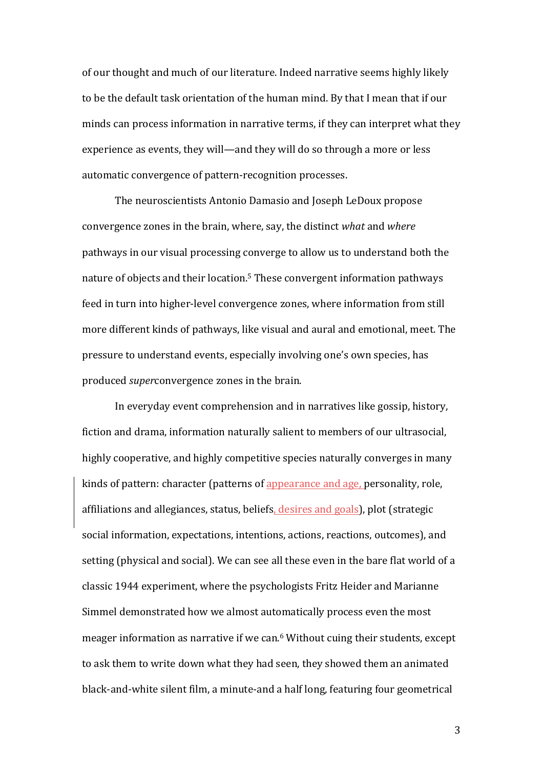of our thought and much of our literature. Indeed narrative seems highly likely to be the default task orientation of the human mind. By that I mean that if our minds can process information in narrative terms, if they can interpret what they experience as events, they will—and they will do so through a more or less automatic convergence of pattern-recognition processes.

The neuroscientists Antonio Damasio and Joseph LeDoux propose convergence zones in the brain, where, say, the distinct *what* and *where* pathways in our visual processing converge to allow us to understand both the nature of objects and their location.[5] These convergent information pathways feed in turn into higher-level convergence zones, where information from still more different kinds of pathways, like visual and aural and emotional, meet. The pressure to understand events, especially involving one's own species, has produced *super*convergence zones in the brain.

In everyday event comprehension and in narratives like gossip, history, fiction and drama, information naturally salient to members of our ultrasocial, highly cooperative, and highly competitive species naturally converges in many kinds of pattern: character (patterns of appearance and age, personality, role, affiliations and allegiances, status, beliefs, desires and goals), plot (strategic social information, expectations, intentions, actions, reactions, outcomes), and setting (physical and social). We can see all these even in the bare flat world of a classic 1944 experiment, where the psychologists Fritz Heider and Marianne Simmel demonstrated how we almost automatically process even the most meager information as narrative if we can.[6] Without cuing their students, except to ask them to write down what they had seen, they showed them an animated black-and-white silent film, a minute-and a half long, featuring four geometrical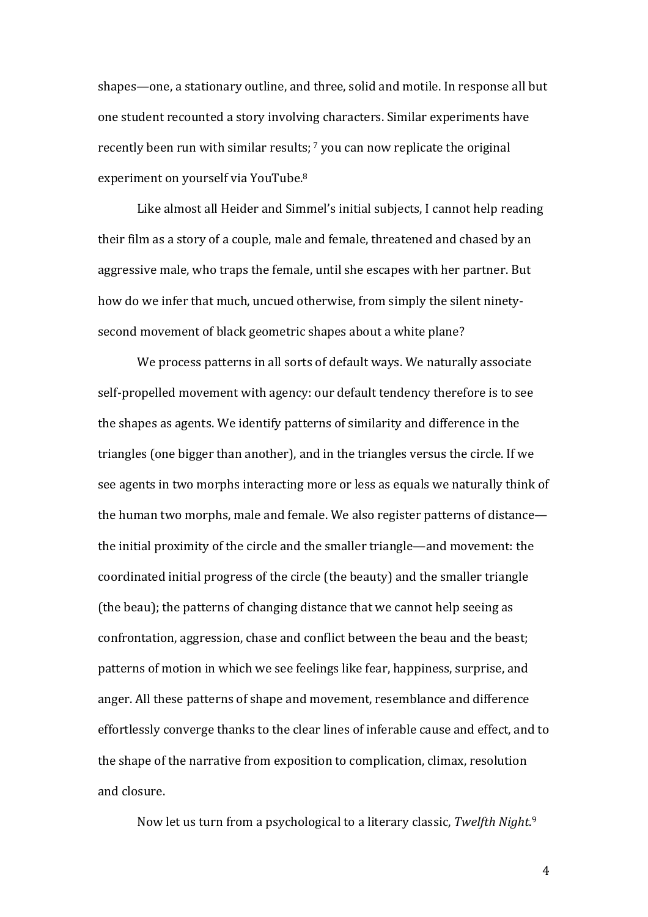shapes—one, a stationary outline, and three, solid and motile. In response all but one student recounted a story involving characters. Similar experiments have recently been run with similar results; [7] you can now replicate the original experiment on yourself via YouTube.[8]

Like almost all Heider and Simmel's initial subjects, I cannot help reading their film as a story of a couple, male and female, threatened and chased by an aggressive male, who traps the female, until she escapes with her partner. But how do we infer that much, uncued otherwise, from simply the silent ninety-second movement of black geometric shapes about a white plane?

We process patterns in all sorts of default ways. We naturally associate self-propelled movement with agency: our default tendency therefore is to see the shapes as agents. We identify patterns of similarity and difference in the triangles (one bigger than another), and in the triangles versus the circle. If we see agents in two morphs interacting more or less as equals we naturally think of the human two morphs, male and female. We also register patterns of distance—the initial proximity of the circle and the smaller triangle—and movement: the coordinated initial progress of the circle (the beauty) and the smaller triangle (the beau); the patterns of changing distance that we cannot help seeing as confrontation, aggression, chase and conflict between the beau and the beast; patterns of motion in which we see feelings like fear, happiness, surprise, and anger. All these patterns of shape and movement, resemblance and difference effortlessly converge thanks to the clear lines of inferable cause and effect, and to the shape of the narrative from exposition to complication, climax, resolution and closure.

Now let us turn from a psychological to a literary classic, *Twelfth Night*.[9]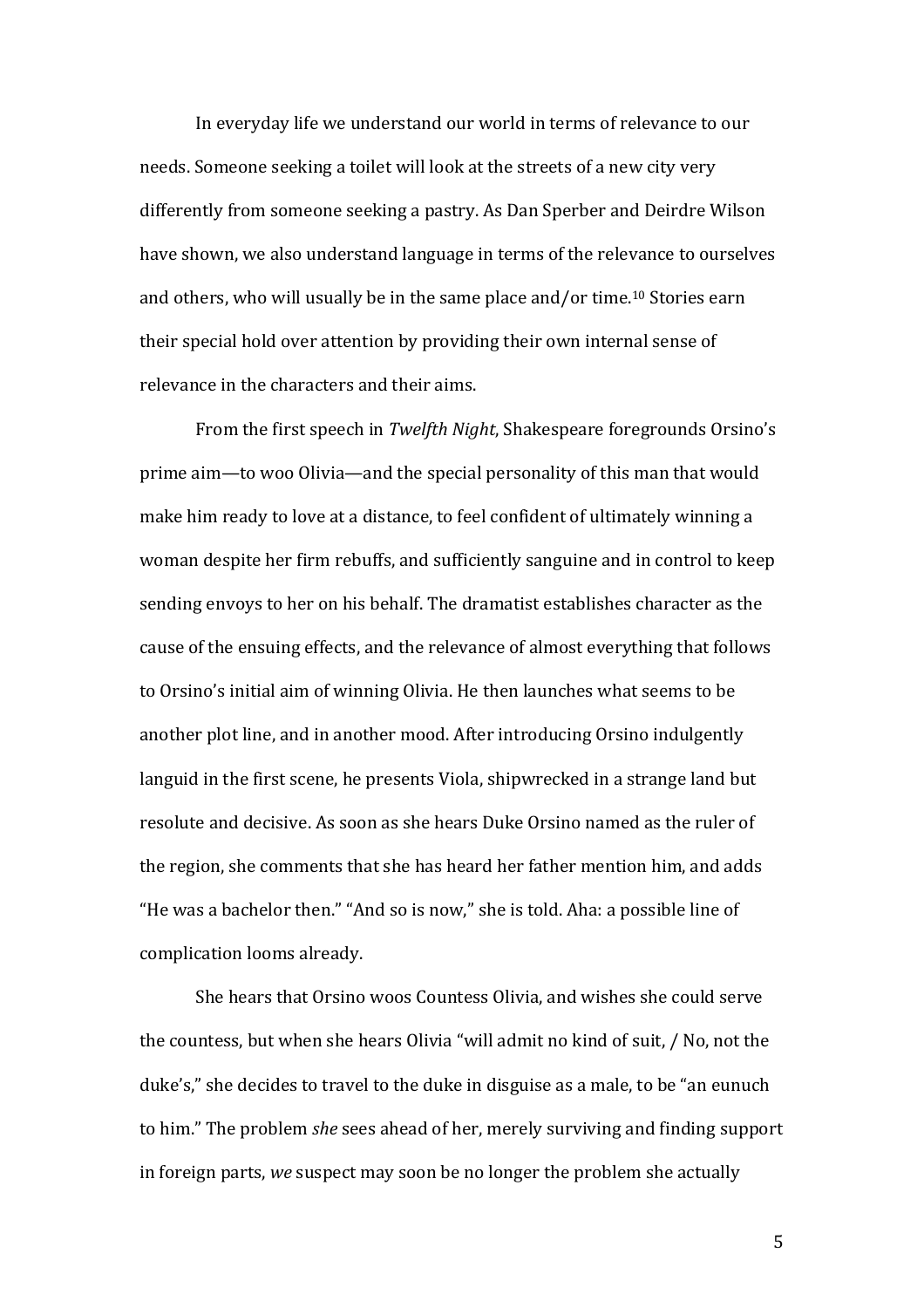In everyday life we understand our world in terms of relevance to our needs. Someone seeking a toilet will look at the streets of a new city very differently from someone seeking a pastry. As Dan Sperber and Deirdre Wilson have shown, we also understand language in terms of the relevance to ourselves and others, who will usually be in the same place and/or time.[10] Stories earn their special hold over attention by providing their own internal sense of relevance in the characters and their aims.

From the first speech in *Twelfth Night*, Shakespeare foregrounds Orsino's prime aim—to woo Olivia—and the special personality of this man that would make him ready to love at a distance, to feel confident of ultimately winning a woman despite her firm rebuffs, and sufficiently sanguine and in control to keep sending envoys to her on his behalf. The dramatist establishes character as the cause of the ensuing effects, and the relevance of almost everything that follows to Orsino's initial aim of winning Olivia. He then launches what seems to be another plot line, and in another mood. After introducing Orsino indulgently languid in the first scene, he presents Viola, shipwrecked in a strange land but resolute and decisive. As soon as she hears Duke Orsino named as the ruler of the region, she comments that she has heard her father mention him, and adds "He was a bachelor then." "And so is now," she is told. Aha: a possible line of complication looms already.

She hears that Orsino woos Countess Olivia, and wishes she could serve the countess, but when she hears Olivia "will admit no kind of suit, / No, not the duke's," she decides to travel to the duke in disguise as a male, to be "an eunuch to him." The problem *she* sees ahead of her, merely surviving and finding support in foreign parts, *we* suspect may soon be no longer the problem she actually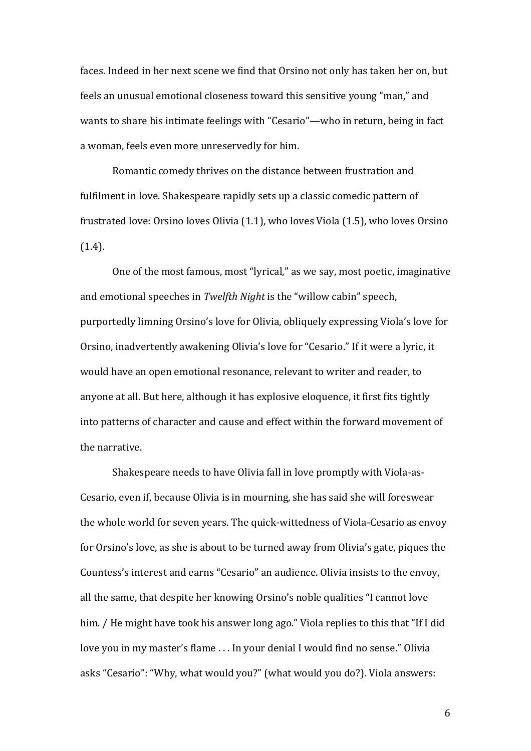faces. Indeed in her next scene we find that Orsino not only has taken her on, but feels an unusual emotional closeness toward this sensitive young "man," and wants to share his intimate feelings with "Cesario"—who in return, being in fact a woman, feels even more unreservedly for him.

Romantic comedy thrives on the distance between frustration and fulfilment in love. Shakespeare rapidly sets up a classic comedic pattern of frustrated love: Orsino loves Olivia (1.1), who loves Viola (1.5), who loves Orsino (1.4).

One of the most famous, most "lyrical," as we say, most poetic, imaginative and emotional speeches in *Twelfth Night* is the "willow cabin" speech, purportedly limning Orsino's love for Olivia, obliquely expressing Viola's love for Orsino, inadvertently awakening Olivia's love for "Cesario." If it were a lyric, it would have an open emotional resonance, relevant to writer and reader, to anyone at all. But here, although it has explosive eloquence, it first fits tightly into patterns of character and cause and effect within the forward movement of the narrative.

Shakespeare needs to have Olivia fall in love promptly with Viola-as-Cesario, even if, because Olivia is in mourning, she has said she will foreswear the whole world for seven years. The quick-wittedness of Viola-Cesario as envoy for Orsino's love, as she is about to be turned away from Olivia's gate, piques the Countess's interest and earns "Cesario" an audience. Olivia insists to the envoy, all the same, that despite her knowing Orsino's noble qualities "I cannot love him. / He might have took his answer long ago." Viola replies to this that "If I did love you in my master's flame . . . In your denial I would find no sense." Olivia asks "Cesario": "Why, what would you?" (what would you do?). Viola answers: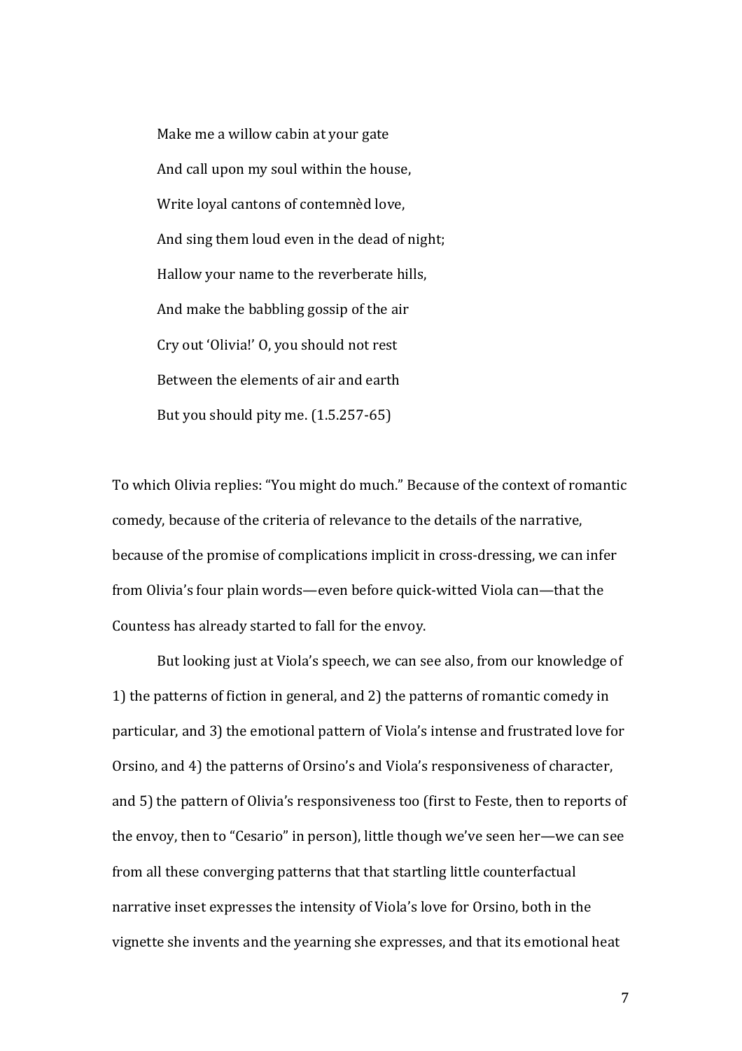> Make me a willow cabin at your gate
> And call upon my soul within the house,
> Write loyal cantons of contemnèd love,
> And sing them loud even in the dead of night;
> Hallow your name to the reverberate hills,
> And make the babbling gossip of the air
> Cry out 'Olivia!' O, you should not rest
> Between the elements of air and earth
> But you should pity me. (1.5.257-65)

To which Olivia replies: "You might do much." Because of the context of romantic comedy, because of the criteria of relevance to the details of the narrative, because of the promise of complications implicit in cross-dressing, we can infer from Olivia's four plain words—even before quick-witted Viola can—that the Countess has already started to fall for the envoy.

But looking just at Viola's speech, we can see also, from our knowledge of 1) the patterns of fiction in general, and 2) the patterns of romantic comedy in particular, and 3) the emotional pattern of Viola's intense and frustrated love for Orsino, and 4) the patterns of Orsino's and Viola's responsiveness of character, and 5) the pattern of Olivia's responsiveness too (first to Feste, then to reports of the envoy, then to "Cesario" in person), little though we've seen her—we can see from all these converging patterns that that startling little counterfactual narrative inset expresses the intensity of Viola's love for Orsino, both in the vignette she invents and the yearning she expresses, and that its emotional heat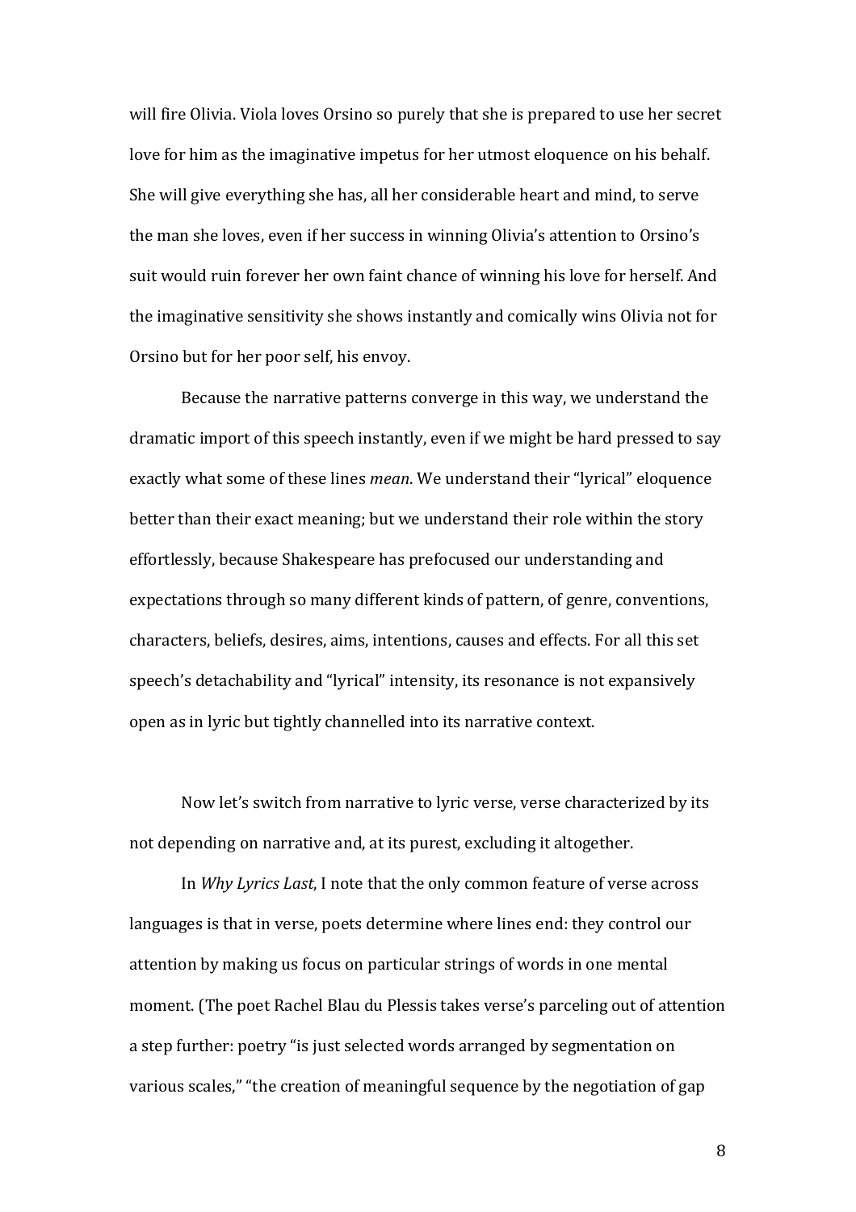will fire Olivia. Viola loves Orsino so purely that she is prepared to use her secret love for him as the imaginative impetus for her utmost eloquence on his behalf. She will give everything she has, all her considerable heart and mind, to serve the man she loves, even if her success in winning Olivia's attention to Orsino's suit would ruin forever her own faint chance of winning his love for herself. And the imaginative sensitivity she shows instantly and comically wins Olivia not for Orsino but for her poor self, his envoy.

Because the narrative patterns converge in this way, we understand the dramatic import of this speech instantly, even if we might be hard pressed to say exactly what some of these lines *mean*. We understand their "lyrical" eloquence better than their exact meaning; but we understand their role within the story effortlessly, because Shakespeare has prefocused our understanding and expectations through so many different kinds of pattern, of genre, conventions, characters, beliefs, desires, aims, intentions, causes and effects. For all this set speech's detachability and "lyrical" intensity, its resonance is not expansively open as in lyric but tightly channelled into its narrative context.

Now let's switch from narrative to lyric verse, verse characterized by its not depending on narrative and, at its purest, excluding it altogether.

In *Why Lyrics Last*, I note that the only common feature of verse across languages is that in verse, poets determine where lines end: they control our attention by making us focus on particular strings of words in one mental moment. (The poet Rachel Blau du Plessis takes verse's parceling out of attention a step further: poetry "is just selected words arranged by segmentation on various scales," "the creation of meaningful sequence by the negotiation of gap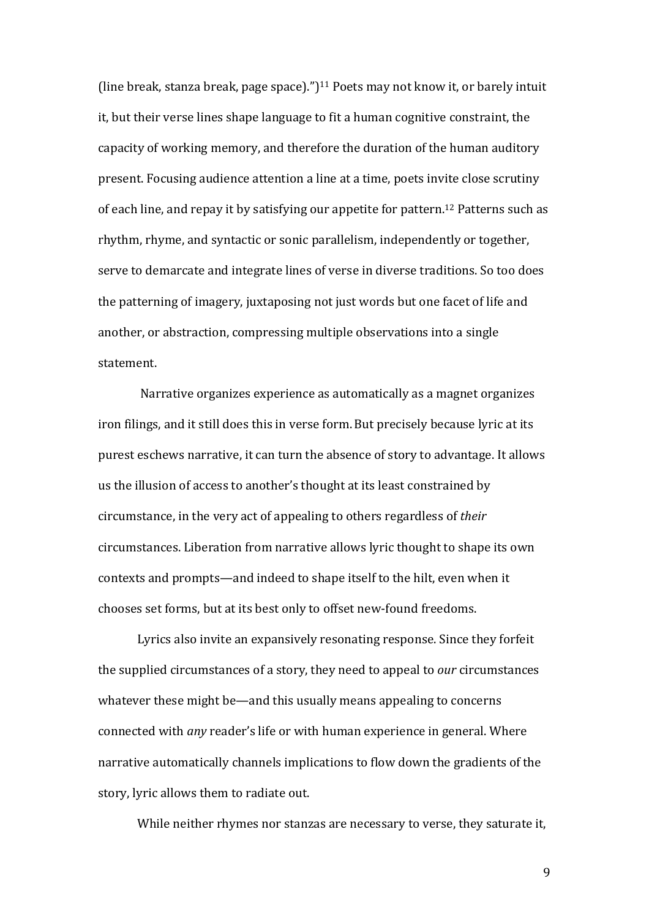(line break, stanza break, page space).")[11] Poets may not know it, or barely intuit it, but their verse lines shape language to fit a human cognitive constraint, the capacity of working memory, and therefore the duration of the human auditory present. Focusing audience attention a line at a time, poets invite close scrutiny of each line, and repay it by satisfying our appetite for pattern.[12] Patterns such as rhythm, rhyme, and syntactic or sonic parallelism, independently or together, serve to demarcate and integrate lines of verse in diverse traditions. So too does the patterning of imagery, juxtaposing not just words but one facet of life and another, or abstraction, compressing multiple observations into a single statement.

Narrative organizes experience as automatically as a magnet organizes iron filings, and it still does this in verse form. But precisely because lyric at its purest eschews narrative, it can turn the absence of story to advantage. It allows us the illusion of access to another's thought at its least constrained by circumstance, in the very act of appealing to others regardless of *their* circumstances. Liberation from narrative allows lyric thought to shape its own contexts and prompts—and indeed to shape itself to the hilt, even when it chooses set forms, but at its best only to offset new-found freedoms.

Lyrics also invite an expansively resonating response. Since they forfeit the supplied circumstances of a story, they need to appeal to *our* circumstances whatever these might be—and this usually means appealing to concerns connected with *any* reader's life or with human experience in general. Where narrative automatically channels implications to flow down the gradients of the story, lyric allows them to radiate out.

While neither rhymes nor stanzas are necessary to verse, they saturate it,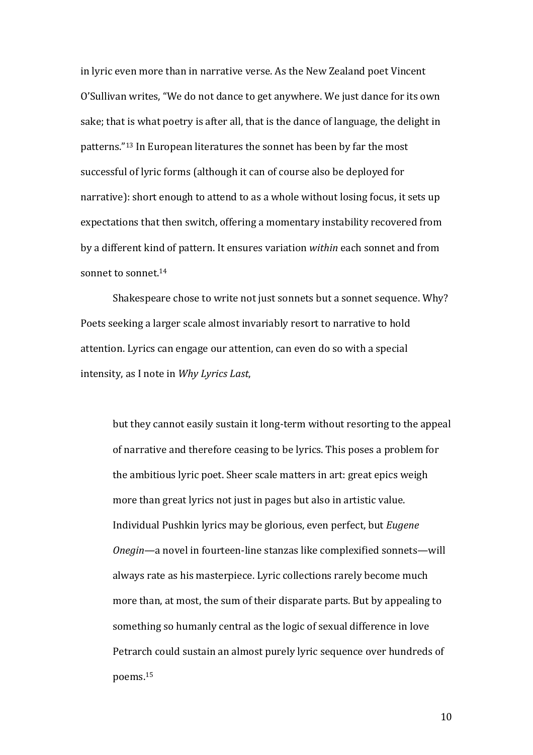in lyric even more than in narrative verse. As the New Zealand poet Vincent O'Sullivan writes, "We do not dance to get anywhere. We just dance for its own sake; that is what poetry is after all, that is the dance of language, the delight in patterns."[13] In European literatures the sonnet has been by far the most successful of lyric forms (although it can of course also be deployed for narrative): short enough to attend to as a whole without losing focus, it sets up expectations that then switch, offering a momentary instability recovered from by a different kind of pattern. It ensures variation *within* each sonnet and from sonnet to sonnet.[14]

Shakespeare chose to write not just sonnets but a sonnet sequence. Why? Poets seeking a larger scale almost invariably resort to narrative to hold attention. Lyrics can engage our attention, can even do so with a special intensity, as I note in *Why Lyrics Last*,

> but they cannot easily sustain it long-term without resorting to the appeal of narrative and therefore ceasing to be lyrics. This poses a problem for the ambitious lyric poet. Sheer scale matters in art: great epics weigh more than great lyrics not just in pages but also in artistic value. Individual Pushkin lyrics may be glorious, even perfect, but *Eugene Onegin*—a novel in fourteen-line stanzas like complexified sonnets—will always rate as his masterpiece. Lyric collections rarely become much more than, at most, the sum of their disparate parts. But by appealing to something so humanly central as the logic of sexual difference in love Petrarch could sustain an almost purely lyric sequence over hundreds of poems.[15]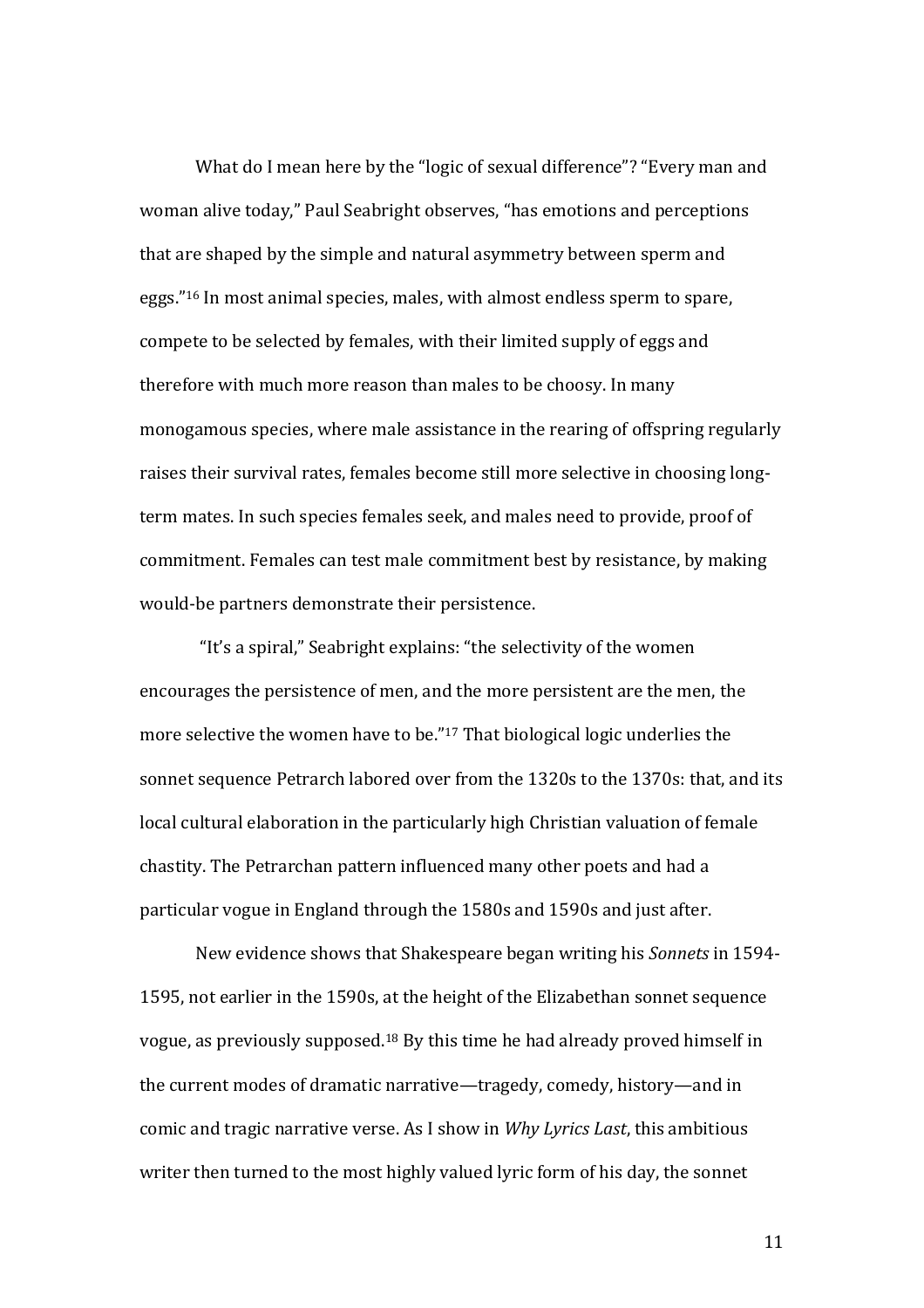What do I mean here by the "logic of sexual difference"? "Every man and woman alive today," Paul Seabright observes, "has emotions and perceptions that are shaped by the simple and natural asymmetry between sperm and eggs."[16] In most animal species, males, with almost endless sperm to spare, compete to be selected by females, with their limited supply of eggs and therefore with much more reason than males to be choosy. In many monogamous species, where male assistance in the rearing of offspring regularly raises their survival rates, females become still more selective in choosing long-term mates. In such species females seek, and males need to provide, proof of commitment. Females can test male commitment best by resistance, by making would-be partners demonstrate their persistence.

"It's a spiral," Seabright explains: "the selectivity of the women encourages the persistence of men, and the more persistent are the men, the more selective the women have to be."[17] That biological logic underlies the sonnet sequence Petrarch labored over from the 1320s to the 1370s: that, and its local cultural elaboration in the particularly high Christian valuation of female chastity. The Petrarchan pattern influenced many other poets and had a particular vogue in England through the 1580s and 1590s and just after.

New evidence shows that Shakespeare began writing his *Sonnets* in 1594-1595, not earlier in the 1590s, at the height of the Elizabethan sonnet sequence vogue, as previously supposed.[18] By this time he had already proved himself in the current modes of dramatic narrative—tragedy, comedy, history—and in comic and tragic narrative verse. As I show in *Why Lyrics Last*, this ambitious writer then turned to the most highly valued lyric form of his day, the sonnet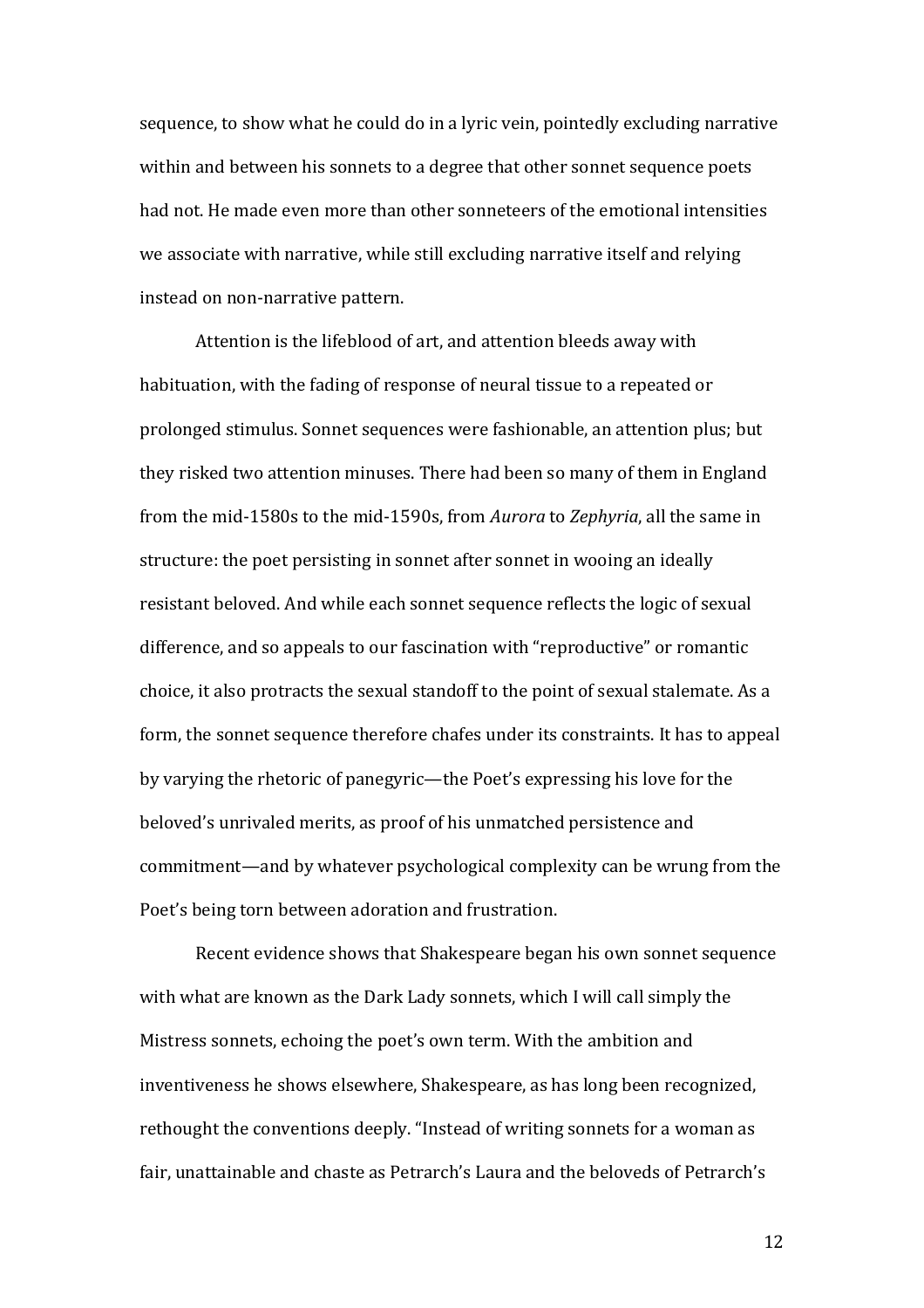sequence, to show what he could do in a lyric vein, pointedly excluding narrative within and between his sonnets to a degree that other sonnet sequence poets had not. He made even more than other sonneteers of the emotional intensities we associate with narrative, while still excluding narrative itself and relying instead on non-narrative pattern.

Attention is the lifeblood of art, and attention bleeds away with habituation, with the fading of response of neural tissue to a repeated or prolonged stimulus. Sonnet sequences were fashionable, an attention plus; but they risked two attention minuses. There had been so many of them in England from the mid-1580s to the mid-1590s, from *Aurora* to *Zephyria*, all the same in structure: the poet persisting in sonnet after sonnet in wooing an ideally resistant beloved. And while each sonnet sequence reflects the logic of sexual difference, and so appeals to our fascination with "reproductive" or romantic choice, it also protracts the sexual standoff to the point of sexual stalemate. As a form, the sonnet sequence therefore chafes under its constraints. It has to appeal by varying the rhetoric of panegyric—the Poet's expressing his love for the beloved's unrivaled merits, as proof of his unmatched persistence and commitment—and by whatever psychological complexity can be wrung from the Poet's being torn between adoration and frustration.

Recent evidence shows that Shakespeare began his own sonnet sequence with what are known as the Dark Lady sonnets, which I will call simply the Mistress sonnets, echoing the poet's own term. With the ambition and inventiveness he shows elsewhere, Shakespeare, as has long been recognized, rethought the conventions deeply. "Instead of writing sonnets for a woman as fair, unattainable and chaste as Petrarch's Laura and the beloveds of Petrarch's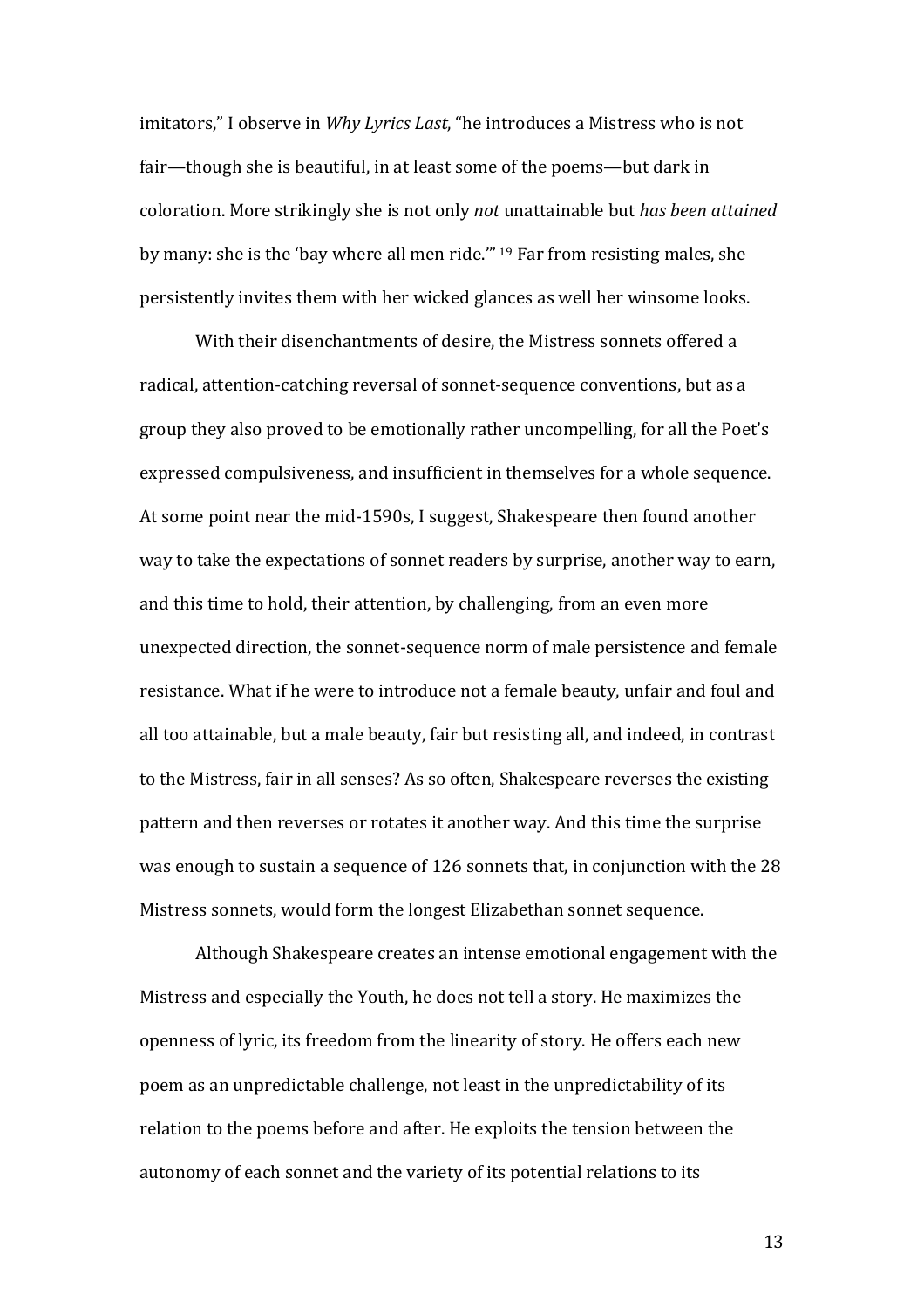imitators," I observe in *Why Lyrics Last*, "he introduces a Mistress who is not fair—though she is beautiful, in at least some of the poems—but dark in coloration. More strikingly she is not only *not* unattainable but *has been attained* by many: she is the 'bay where all men ride.'" [19] Far from resisting males, she persistently invites them with her wicked glances as well her winsome looks.

With their disenchantments of desire, the Mistress sonnets offered a radical, attention-catching reversal of sonnet-sequence conventions, but as a group they also proved to be emotionally rather uncompelling, for all the Poet's expressed compulsiveness, and insufficient in themselves for a whole sequence. At some point near the mid-1590s, I suggest, Shakespeare then found another way to take the expectations of sonnet readers by surprise, another way to earn, and this time to hold, their attention, by challenging, from an even more unexpected direction, the sonnet-sequence norm of male persistence and female resistance. What if he were to introduce not a female beauty, unfair and foul and all too attainable, but a male beauty, fair but resisting all, and indeed, in contrast to the Mistress, fair in all senses? As so often, Shakespeare reverses the existing pattern and then reverses or rotates it another way. And this time the surprise was enough to sustain a sequence of 126 sonnets that, in conjunction with the 28 Mistress sonnets, would form the longest Elizabethan sonnet sequence.

Although Shakespeare creates an intense emotional engagement with the Mistress and especially the Youth, he does not tell a story. He maximizes the openness of lyric, its freedom from the linearity of story. He offers each new poem as an unpredictable challenge, not least in the unpredictability of its relation to the poems before and after. He exploits the tension between the autonomy of each sonnet and the variety of its potential relations to its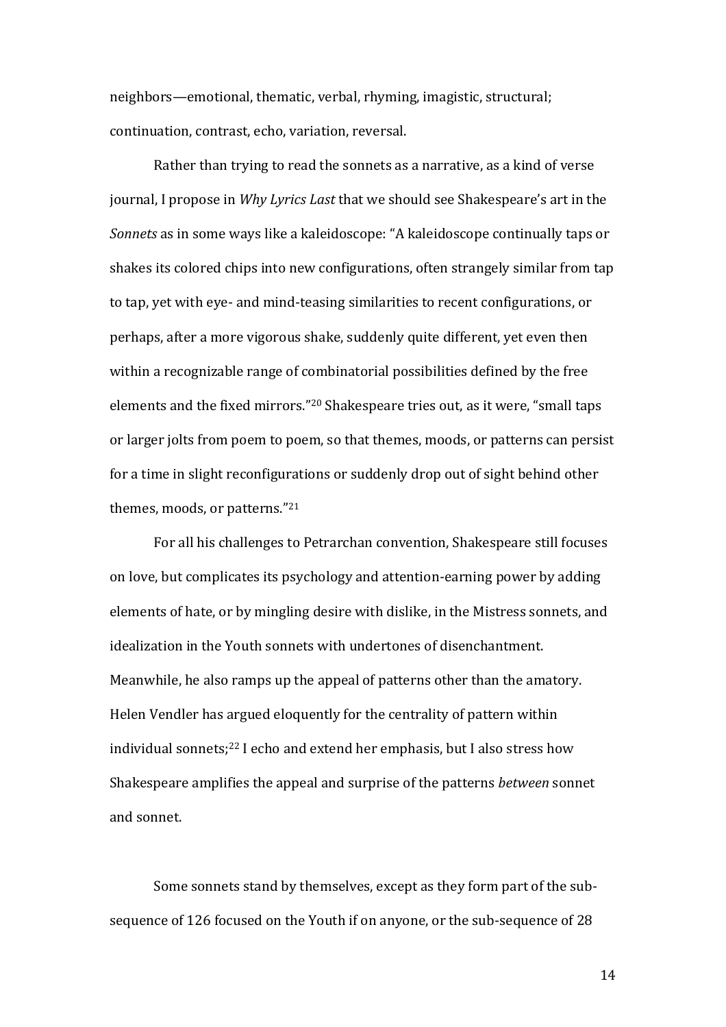neighbors—emotional, thematic, verbal, rhyming, imagistic, structural; continuation, contrast, echo, variation, reversal.

Rather than trying to read the sonnets as a narrative, as a kind of verse journal, I propose in *Why Lyrics Last* that we should see Shakespeare's art in the *Sonnets* as in some ways like a kaleidoscope: "A kaleidoscope continually taps or shakes its colored chips into new configurations, often strangely similar from tap to tap, yet with eye- and mind-teasing similarities to recent configurations, or perhaps, after a more vigorous shake, suddenly quite different, yet even then within a recognizable range of combinatorial possibilities defined by the free elements and the fixed mirrors."[20] Shakespeare tries out, as it were, "small taps or larger jolts from poem to poem, so that themes, moods, or patterns can persist for a time in slight reconfigurations or suddenly drop out of sight behind other themes, moods, or patterns."[21]

For all his challenges to Petrarchan convention, Shakespeare still focuses on love, but complicates its psychology and attention-earning power by adding elements of hate, or by mingling desire with dislike, in the Mistress sonnets, and idealization in the Youth sonnets with undertones of disenchantment. Meanwhile, he also ramps up the appeal of patterns other than the amatory. Helen Vendler has argued eloquently for the centrality of pattern within individual sonnets;[22] I echo and extend her emphasis, but I also stress how Shakespeare amplifies the appeal and surprise of the patterns *between* sonnet and sonnet.

Some sonnets stand by themselves, except as they form part of the sub-sequence of 126 focused on the Youth if on anyone, or the sub-sequence of 28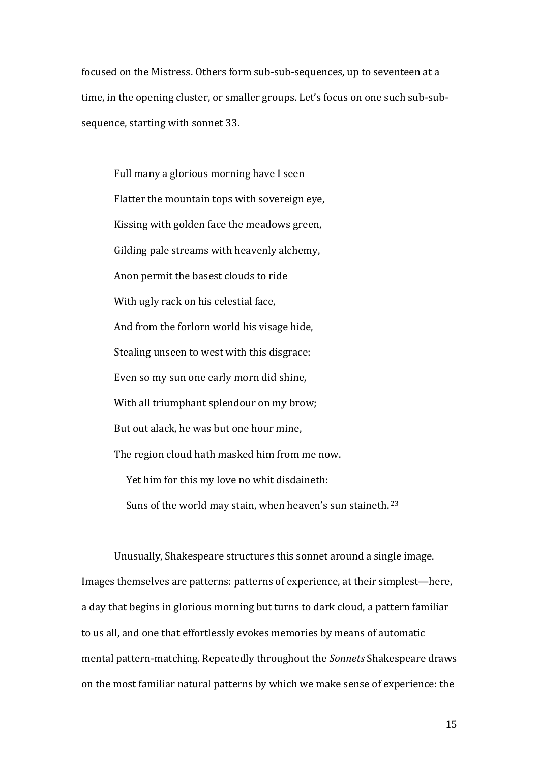focused on the Mistress. Others form sub-sub-sequences, up to seventeen at a time, in the opening cluster, or smaller groups. Let's focus on one such sub-sub-sequence, starting with sonnet 33.

> Full many a glorious morning have I seen
> Flatter the mountain tops with sovereign eye,
> Kissing with golden face the meadows green,
> Gilding pale streams with heavenly alchemy,
> Anon permit the basest clouds to ride
> With ugly rack on his celestial face,
> And from the forlorn world his visage hide,
> Stealing unseen to west with this disgrace:
> Even so my sun one early morn did shine,
> With all triumphant splendour on my brow;
> But out alack, he was but one hour mine,
> The region cloud hath masked him from me now.
>   Yet him for this my love no whit disdaineth:
>   Suns of the world may stain, when heaven's sun staineth. [23]

Unusually, Shakespeare structures this sonnet around a single image. Images themselves are patterns: patterns of experience, at their simplest—here, a day that begins in glorious morning but turns to dark cloud, a pattern familiar to us all, and one that effortlessly evokes memories by means of automatic mental pattern-matching. Repeatedly throughout the *Sonnets* Shakespeare draws on the most familiar natural patterns by which we make sense of experience: the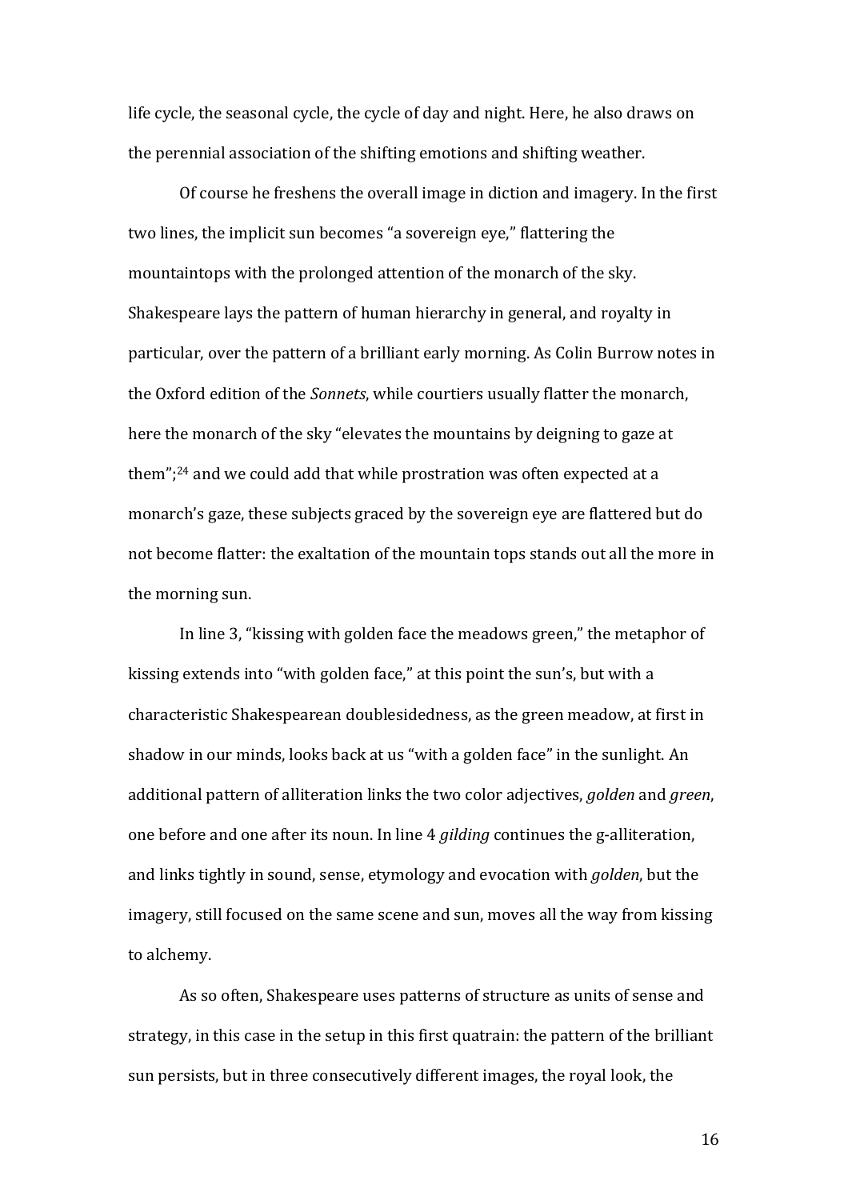life cycle, the seasonal cycle, the cycle of day and night. Here, he also draws on the perennial association of the shifting emotions and shifting weather.

Of course he freshens the overall image in diction and imagery. In the first two lines, the implicit sun becomes "a sovereign eye," flattering the mountaintops with the prolonged attention of the monarch of the sky. Shakespeare lays the pattern of human hierarchy in general, and royalty in particular, over the pattern of a brilliant early morning. As Colin Burrow notes in the Oxford edition of the *Sonnets*, while courtiers usually flatter the monarch, here the monarch of the sky "elevates the mountains by deigning to gaze at them";[24] and we could add that while prostration was often expected at a monarch's gaze, these subjects graced by the sovereign eye are flattered but do not become flatter: the exaltation of the mountain tops stands out all the more in the morning sun.

In line 3, "kissing with golden face the meadows green," the metaphor of kissing extends into "with golden face," at this point the sun's, but with a characteristic Shakespearean doublesidedness, as the green meadow, at first in shadow in our minds, looks back at us "with a golden face" in the sunlight. An additional pattern of alliteration links the two color adjectives, *golden* and *green*, one before and one after its noun. In line 4 *gilding* continues the g-alliteration, and links tightly in sound, sense, etymology and evocation with *golden*, but the imagery, still focused on the same scene and sun, moves all the way from kissing to alchemy.

As so often, Shakespeare uses patterns of structure as units of sense and strategy, in this case in the setup in this first quatrain: the pattern of the brilliant sun persists, but in three consecutively different images, the royal look, the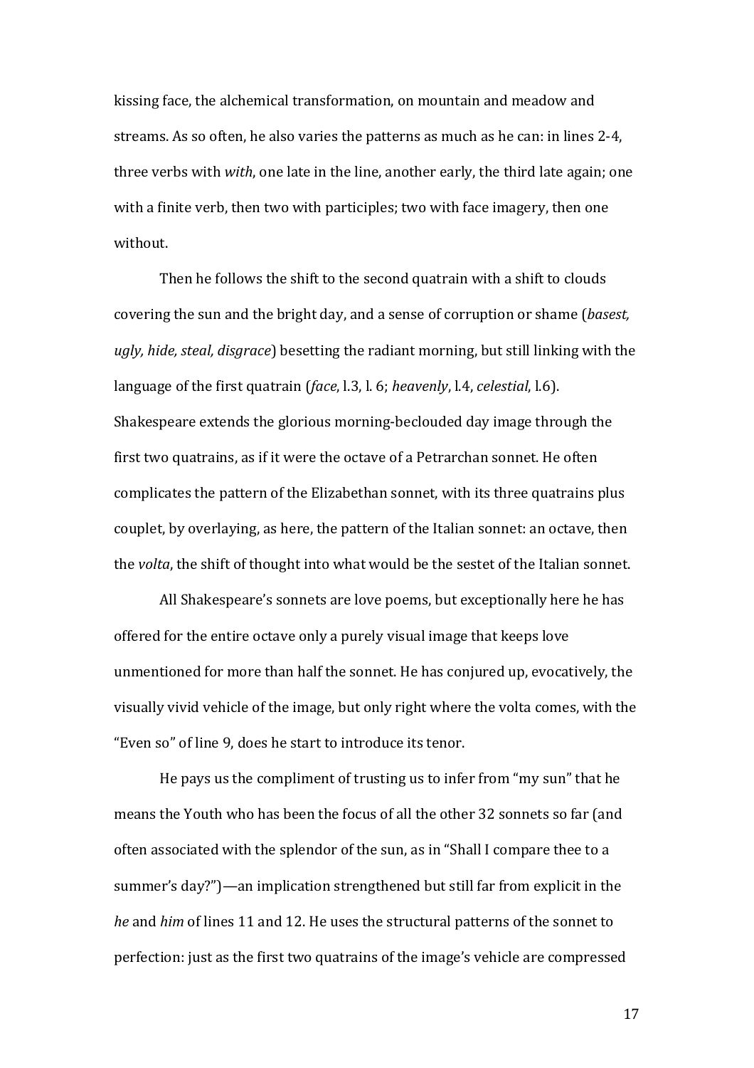kissing face, the alchemical transformation, on mountain and meadow and streams. As so often, he also varies the patterns as much as he can: in lines 2-4, three verbs with *with*, one late in the line, another early, the third late again; one with a finite verb, then two with participles; two with face imagery, then one without.

Then he follows the shift to the second quatrain with a shift to clouds covering the sun and the bright day, and a sense of corruption or shame (*basest, ugly, hide, steal, disgrace*) besetting the radiant morning, but still linking with the language of the first quatrain (*face*, l.3, l. 6; *heavenly*, l.4, *celestial*, l.6). Shakespeare extends the glorious morning-beclouded day image through the first two quatrains, as if it were the octave of a Petrarchan sonnet. He often complicates the pattern of the Elizabethan sonnet, with its three quatrains plus couplet, by overlaying, as here, the pattern of the Italian sonnet: an octave, then the *volta*, the shift of thought into what would be the sestet of the Italian sonnet.

All Shakespeare's sonnets are love poems, but exceptionally here he has offered for the entire octave only a purely visual image that keeps love unmentioned for more than half the sonnet. He has conjured up, evocatively, the visually vivid vehicle of the image, but only right where the volta comes, with the "Even so" of line 9, does he start to introduce its tenor.

He pays us the compliment of trusting us to infer from "my sun" that he means the Youth who has been the focus of all the other 32 sonnets so far (and often associated with the splendor of the sun, as in "Shall I compare thee to a summer's day?")—an implication strengthened but still far from explicit in the *he* and *him* of lines 11 and 12. He uses the structural patterns of the sonnet to perfection: just as the first two quatrains of the image's vehicle are compressed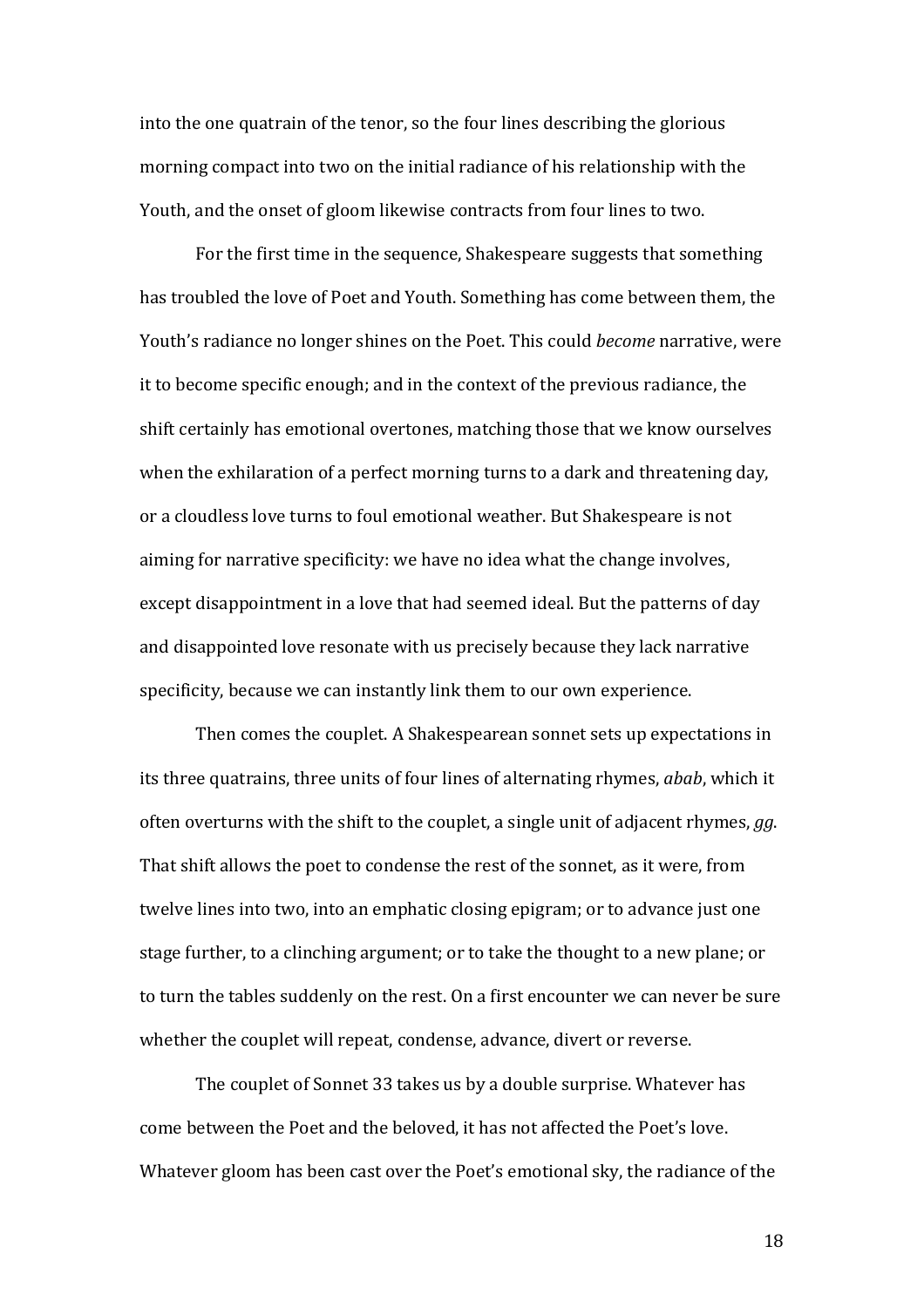into the one quatrain of the tenor, so the four lines describing the glorious morning compact into two on the initial radiance of his relationship with the Youth, and the onset of gloom likewise contracts from four lines to two.

For the first time in the sequence, Shakespeare suggests that something has troubled the love of Poet and Youth. Something has come between them, the Youth's radiance no longer shines on the Poet. This could *become* narrative, were it to become specific enough; and in the context of the previous radiance, the shift certainly has emotional overtones, matching those that we know ourselves when the exhilaration of a perfect morning turns to a dark and threatening day, or a cloudless love turns to foul emotional weather. But Shakespeare is not aiming for narrative specificity: we have no idea what the change involves, except disappointment in a love that had seemed ideal. But the patterns of day and disappointed love resonate with us precisely because they lack narrative specificity, because we can instantly link them to our own experience.

Then comes the couplet. A Shakespearean sonnet sets up expectations in its three quatrains, three units of four lines of alternating rhymes, *abab*, which it often overturns with the shift to the couplet, a single unit of adjacent rhymes, *gg*. That shift allows the poet to condense the rest of the sonnet, as it were, from twelve lines into two, into an emphatic closing epigram; or to advance just one stage further, to a clinching argument; or to take the thought to a new plane; or to turn the tables suddenly on the rest. On a first encounter we can never be sure whether the couplet will repeat, condense, advance, divert or reverse.

The couplet of Sonnet 33 takes us by a double surprise. Whatever has come between the Poet and the beloved, it has not affected the Poet's love. Whatever gloom has been cast over the Poet's emotional sky, the radiance of the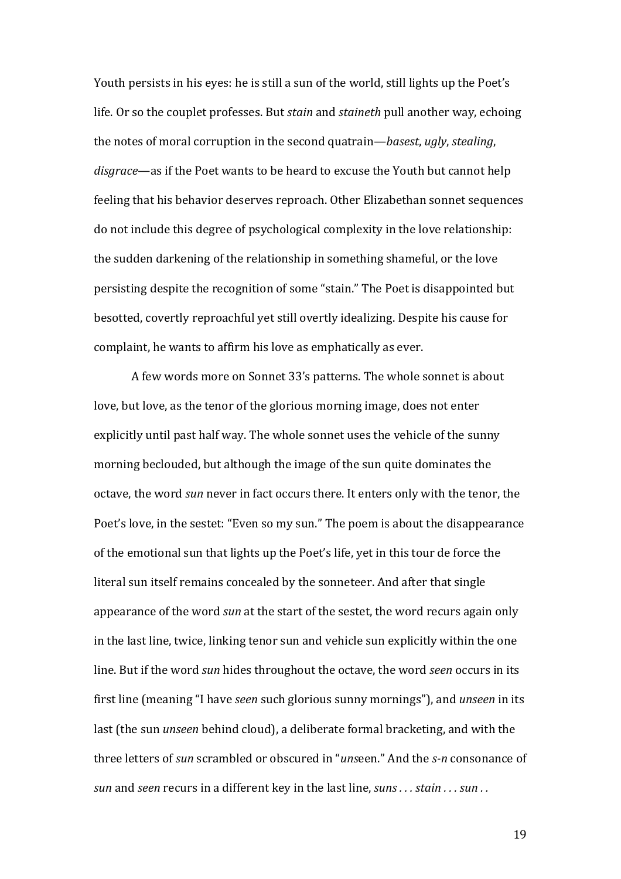Youth persists in his eyes: he is still a sun of the world, still lights up the Poet's life. Or so the couplet professes. But *stain* and *staineth* pull another way, echoing the notes of moral corruption in the second quatrain—*basest*, *ugly*, *stealing*, *disgrace*—as if the Poet wants to be heard to excuse the Youth but cannot help feeling that his behavior deserves reproach. Other Elizabethan sonnet sequences do not include this degree of psychological complexity in the love relationship: the sudden darkening of the relationship in something shameful, or the love persisting despite the recognition of some "stain." The Poet is disappointed but besotted, covertly reproachful yet still overtly idealizing. Despite his cause for complaint, he wants to affirm his love as emphatically as ever.

A few words more on Sonnet 33's patterns. The whole sonnet is about love, but love, as the tenor of the glorious morning image, does not enter explicitly until past half way. The whole sonnet uses the vehicle of the sunny morning beclouded, but although the image of the sun quite dominates the octave, the word *sun* never in fact occurs there. It enters only with the tenor, the Poet's love, in the sestet: "Even so my sun." The poem is about the disappearance of the emotional sun that lights up the Poet's life, yet in this tour de force the literal sun itself remains concealed by the sonneteer. And after that single appearance of the word *sun* at the start of the sestet, the word recurs again only in the last line, twice, linking tenor sun and vehicle sun explicitly within the one line. But if the word *sun* hides throughout the octave, the word *seen* occurs in its first line (meaning "I have *seen* such glorious sunny mornings"), and *unseen* in its last (the sun *unseen* behind cloud), a deliberate formal bracketing, and with the three letters of *sun* scrambled or obscured in "*uns*een." And the *s-n* consonance of *sun* and *seen* recurs in a different key in the last line, *suns . . . stain . . . sun . .*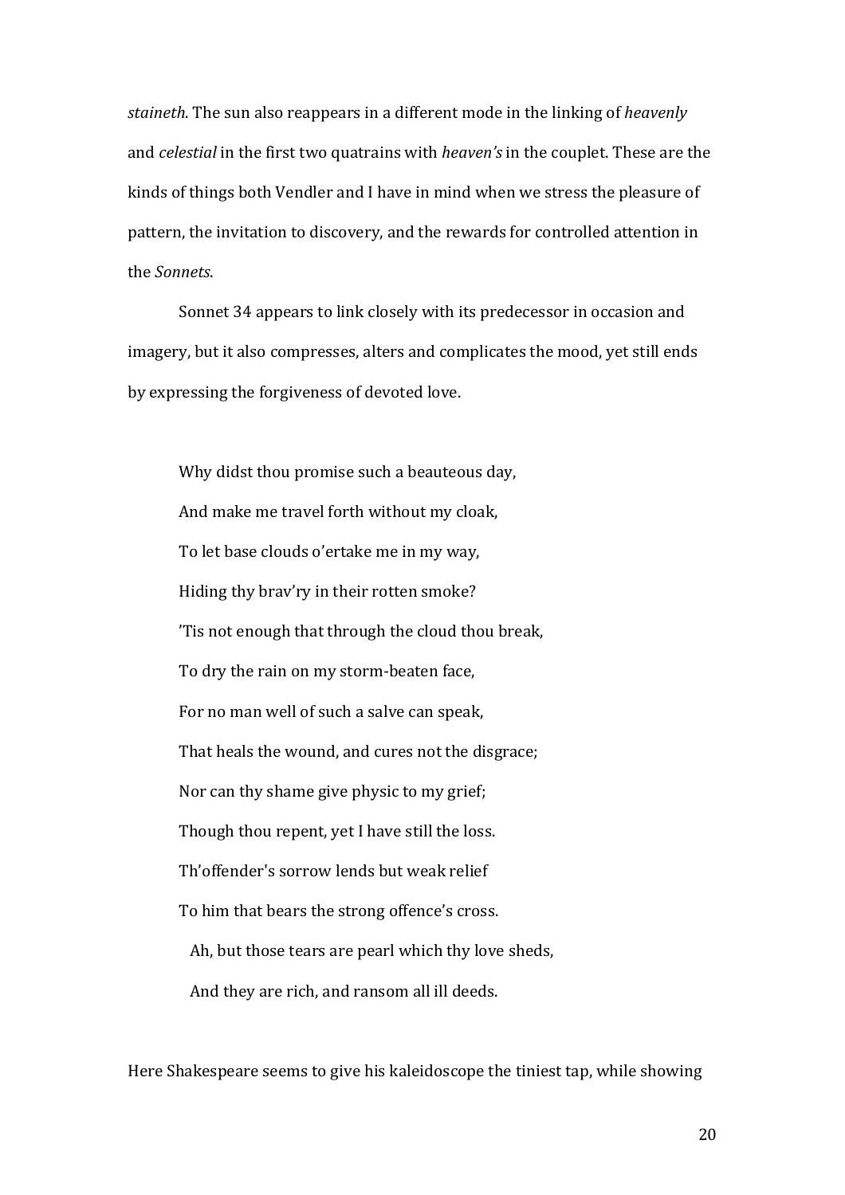*staineth*. The sun also reappears in a different mode in the linking of *heavenly* and *celestial* in the first two quatrains with *heaven's* in the couplet. These are the kinds of things both Vendler and I have in mind when we stress the pleasure of pattern, the invitation to discovery, and the rewards for controlled attention in the *Sonnets*.

Sonnet 34 appears to link closely with its predecessor in occasion and imagery, but it also compresses, alters and complicates the mood, yet still ends by expressing the forgiveness of devoted love.

> Why didst thou promise such a beauteous day,
> And make me travel forth without my cloak,
> To let base clouds o'ertake me in my way,
> Hiding thy brav'ry in their rotten smoke?
> 'Tis not enough that through the cloud thou break,
> To dry the rain on my storm-beaten face,
> For no man well of such a salve can speak,
> That heals the wound, and cures not the disgrace;
> Nor can thy shame give physic to my grief;
> Though thou repent, yet I have still the loss.
> Th'offender's sorrow lends but weak relief
> To him that bears the strong offence's cross.
>   Ah, but those tears are pearl which thy love sheds,
>   And they are rich, and ransom all ill deeds.

Here Shakespeare seems to give his kaleidoscope the tiniest tap, while showing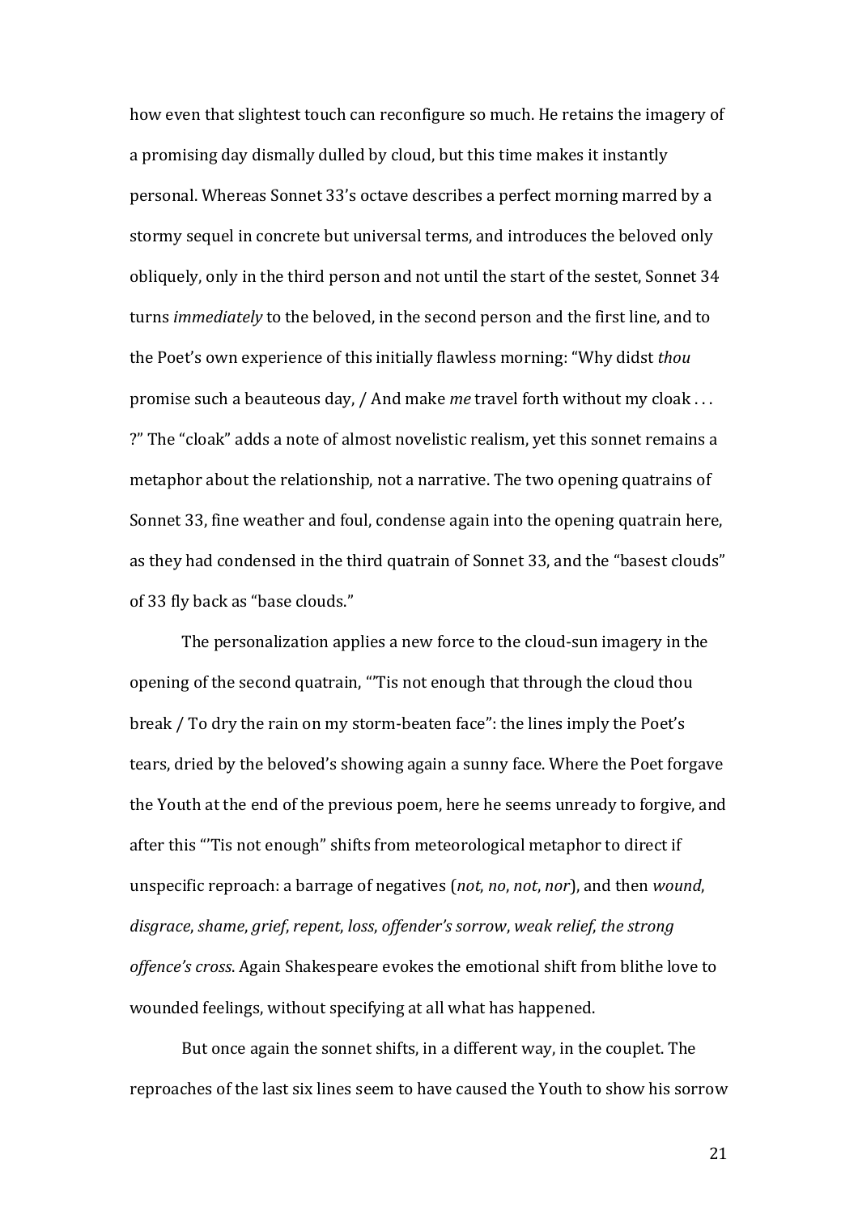how even that slightest touch can reconfigure so much. He retains the imagery of a promising day dismally dulled by cloud, but this time makes it instantly personal. Whereas Sonnet 33's octave describes a perfect morning marred by a stormy sequel in concrete but universal terms, and introduces the beloved only obliquely, only in the third person and not until the start of the sestet, Sonnet 34 turns *immediately* to the beloved, in the second person and the first line, and to the Poet's own experience of this initially flawless morning: "Why didst *thou* promise such a beauteous day, / And make *me* travel forth without my cloak . . . ?" The "cloak" adds a note of almost novelistic realism, yet this sonnet remains a metaphor about the relationship, not a narrative. The two opening quatrains of Sonnet 33, fine weather and foul, condense again into the opening quatrain here, as they had condensed in the third quatrain of Sonnet 33, and the "basest clouds" of 33 fly back as "base clouds."

The personalization applies a new force to the cloud-sun imagery in the opening of the second quatrain, "'Tis not enough that through the cloud thou break / To dry the rain on my storm-beaten face": the lines imply the Poet's tears, dried by the beloved's showing again a sunny face. Where the Poet forgave the Youth at the end of the previous poem, here he seems unready to forgive, and after this "'Tis not enough" shifts from meteorological metaphor to direct if unspecific reproach: a barrage of negatives (*not*, *no*, *not*, *nor*), and then *wound*, *disgrace*, *shame*, *grief*, *repent*, *loss*, *offender's sorrow*, *weak relief*, *the strong offence's cross*. Again Shakespeare evokes the emotional shift from blithe love to wounded feelings, without specifying at all what has happened.

But once again the sonnet shifts, in a different way, in the couplet. The reproaches of the last six lines seem to have caused the Youth to show his sorrow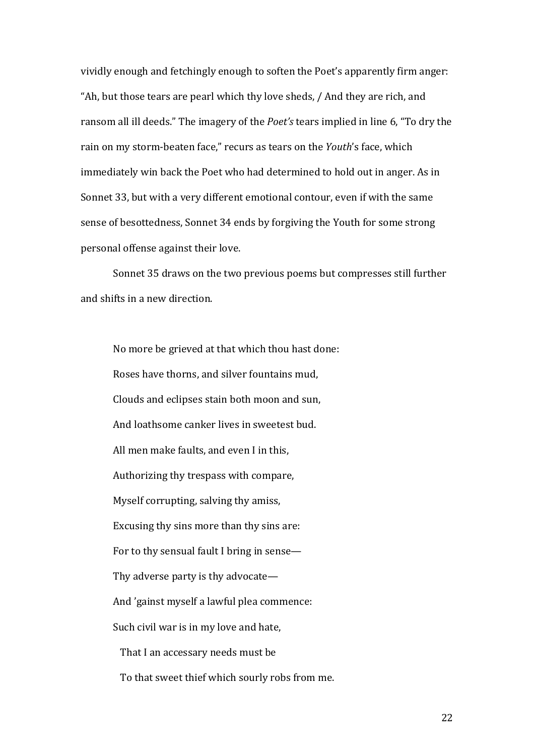vividly enough and fetchingly enough to soften the Poet's apparently firm anger: "Ah, but those tears are pearl which thy love sheds, / And they are rich, and ransom all ill deeds." The imagery of the *Poet's* tears implied in line 6, "To dry the rain on my storm-beaten face," recurs as tears on the *Youth*'s face, which immediately win back the Poet who had determined to hold out in anger. As in Sonnet 33, but with a very different emotional contour, even if with the same sense of besottedness, Sonnet 34 ends by forgiving the Youth for some strong personal offense against their love.

Sonnet 35 draws on the two previous poems but compresses still further and shifts in a new direction.

> No more be grieved at that which thou hast done:
> Roses have thorns, and silver fountains mud,
> Clouds and eclipses stain both moon and sun,
> And loathsome canker lives in sweetest bud.
> All men make faults, and even I in this,
> Authorizing thy trespass with compare,
> Myself corrupting, salving thy amiss,
> Excusing thy sins more than thy sins are:
> For to thy sensual fault I bring in sense—
> Thy adverse party is thy advocate—
> And 'gainst myself a lawful plea commence:
> Such civil war is in my love and hate,
>   That I an accessary needs must be
>   To that sweet thief which sourly robs from me.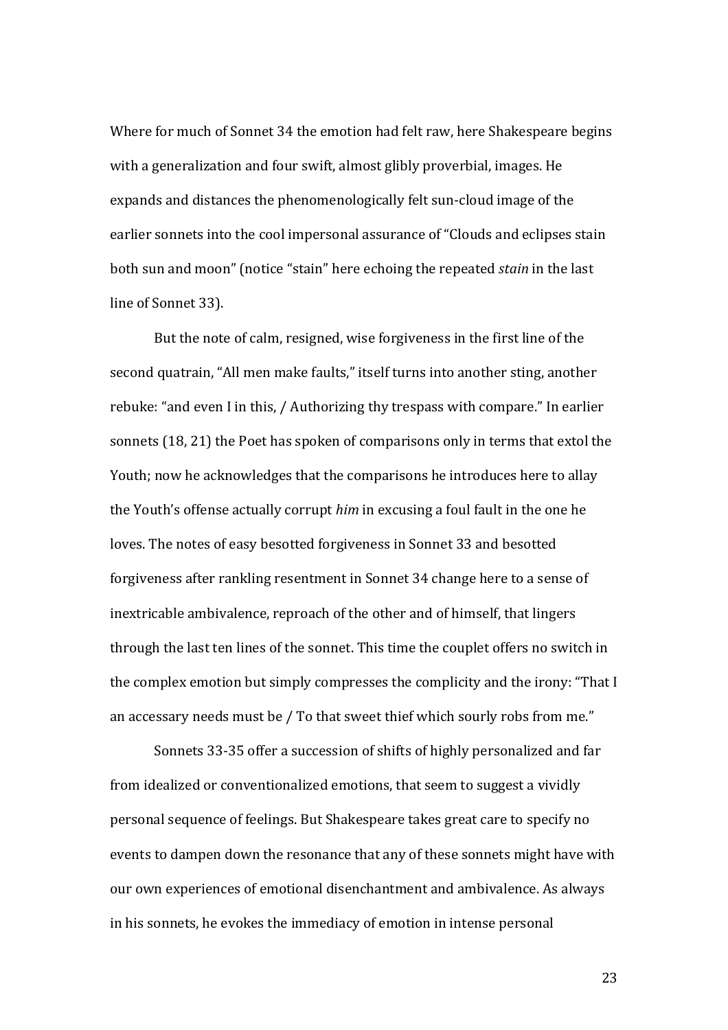Where for much of Sonnet 34 the emotion had felt raw, here Shakespeare begins with a generalization and four swift, almost glibly proverbial, images. He expands and distances the phenomenologically felt sun-cloud image of the earlier sonnets into the cool impersonal assurance of "Clouds and eclipses stain both sun and moon" (notice "stain" here echoing the repeated *stain* in the last line of Sonnet 33).

But the note of calm, resigned, wise forgiveness in the first line of the second quatrain, "All men make faults," itself turns into another sting, another rebuke: "and even I in this, / Authorizing thy trespass with compare." In earlier sonnets (18, 21) the Poet has spoken of comparisons only in terms that extol the Youth; now he acknowledges that the comparisons he introduces here to allay the Youth's offense actually corrupt *him* in excusing a foul fault in the one he loves. The notes of easy besotted forgiveness in Sonnet 33 and besotted forgiveness after rankling resentment in Sonnet 34 change here to a sense of inextricable ambivalence, reproach of the other and of himself, that lingers through the last ten lines of the sonnet. This time the couplet offers no switch in the complex emotion but simply compresses the complicity and the irony: "That I an accessary needs must be / To that sweet thief which sourly robs from me."

Sonnets 33-35 offer a succession of shifts of highly personalized and far from idealized or conventionalized emotions, that seem to suggest a vividly personal sequence of feelings. But Shakespeare takes great care to specify no events to dampen down the resonance that any of these sonnets might have with our own experiences of emotional disenchantment and ambivalence. As always in his sonnets, he evokes the immediacy of emotion in intense personal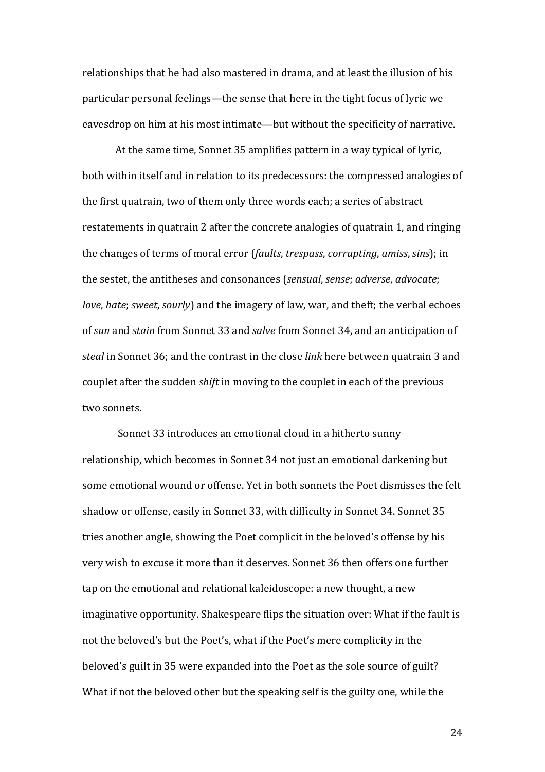relationships that he had also mastered in drama, and at least the illusion of his particular personal feelings—the sense that here in the tight focus of lyric we eavesdrop on him at his most intimate—but without the specificity of narrative.

At the same time, Sonnet 35 amplifies pattern in a way typical of lyric, both within itself and in relation to its predecessors: the compressed analogies of the first quatrain, two of them only three words each; a series of abstract restatements in quatrain 2 after the concrete analogies of quatrain 1, and ringing the changes of terms of moral error (*faults*, *trespass*, *corrupting*, *amiss*, *sins*); in the sestet, the antitheses and consonances (*sensual*, *sense*; *adverse*, *advocate*; *love*, *hate*; *sweet*, *sourly*) and the imagery of law, war, and theft; the verbal echoes of *sun* and *stain* from Sonnet 33 and *salve* from Sonnet 34, and an anticipation of *steal* in Sonnet 36; and the contrast in the close *link* here between quatrain 3 and couplet after the sudden *shift* in moving to the couplet in each of the previous two sonnets.

Sonnet 33 introduces an emotional cloud in a hitherto sunny relationship, which becomes in Sonnet 34 not just an emotional darkening but some emotional wound or offense. Yet in both sonnets the Poet dismisses the felt shadow or offense, easily in Sonnet 33, with difficulty in Sonnet 34. Sonnet 35 tries another angle, showing the Poet complicit in the beloved's offense by his very wish to excuse it more than it deserves. Sonnet 36 then offers one further tap on the emotional and relational kaleidoscope: a new thought, a new imaginative opportunity. Shakespeare flips the situation over: What if the fault is not the beloved's but the Poet's, what if the Poet's mere complicity in the beloved's guilt in 35 were expanded into the Poet as the sole source of guilt? What if not the beloved other but the speaking self is the guilty one, while the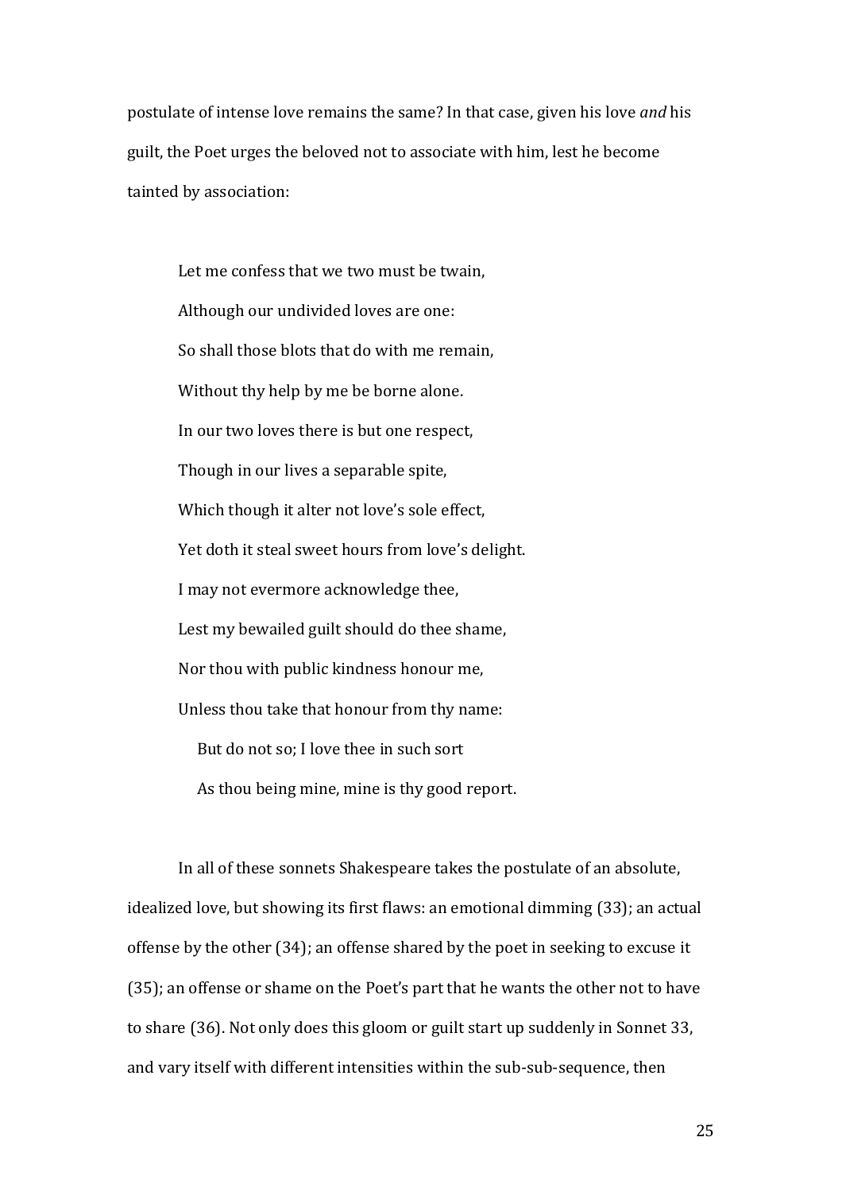postulate of intense love remains the same? In that case, given his love *and* his guilt, the Poet urges the beloved not to associate with him, lest he become tainted by association:

> Let me confess that we two must be twain,
> Although our undivided loves are one:
> So shall those blots that do with me remain,
> Without thy help by me be borne alone.
> In our two loves there is but one respect,
> Though in our lives a separable spite,
> Which though it alter not love's sole effect,
> Yet doth it steal sweet hours from love's delight.
> I may not evermore acknowledge thee,
> Lest my bewailed guilt should do thee shame,
> Nor thou with public kindness honour me,
> Unless thou take that honour from thy name:
>   But do not so; I love thee in such sort
>   As thou being mine, mine is thy good report.

In all of these sonnets Shakespeare takes the postulate of an absolute, idealized love, but showing its first flaws: an emotional dimming (33); an actual offense by the other (34); an offense shared by the poet in seeking to excuse it (35); an offense or shame on the Poet's part that he wants the other not to have to share (36). Not only does this gloom or guilt start up suddenly in Sonnet 33, and vary itself with different intensities within the sub-sub-sequence, then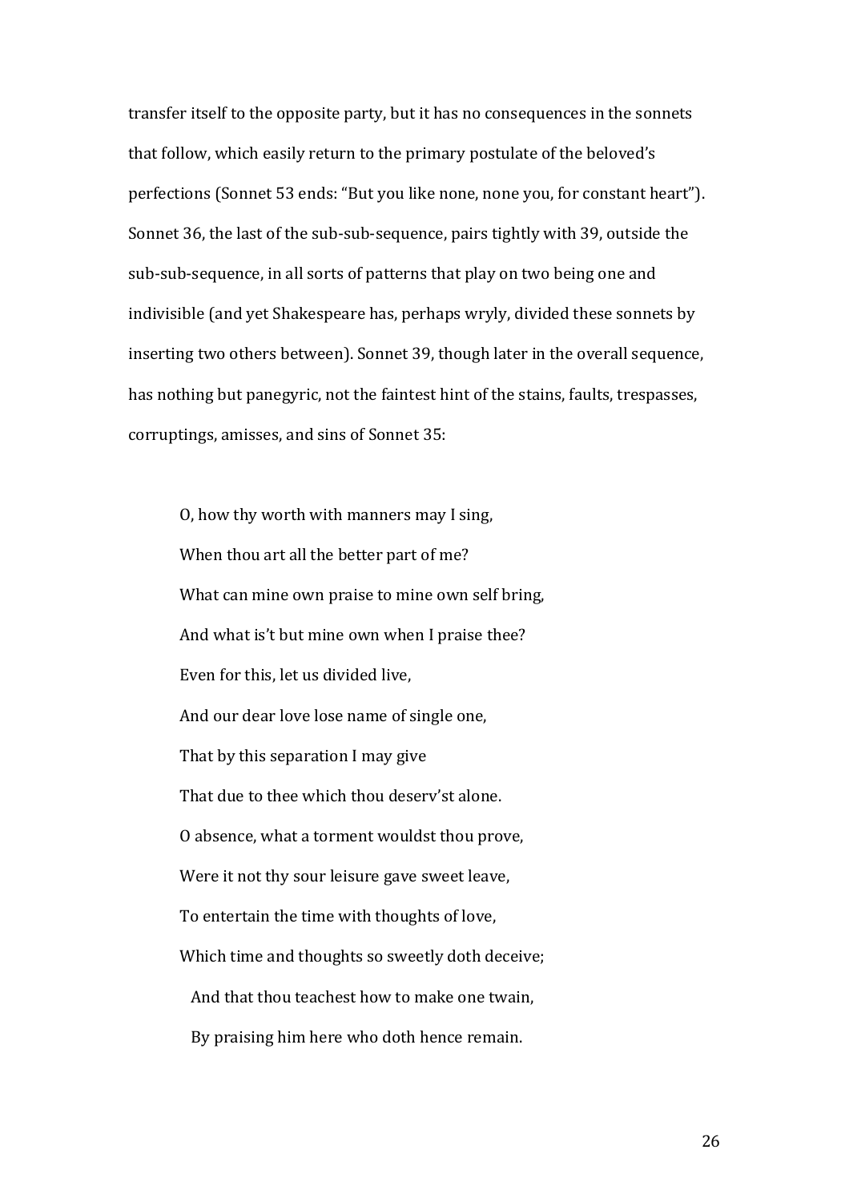transfer itself to the opposite party, but it has no consequences in the sonnets that follow, which easily return to the primary postulate of the beloved's perfections (Sonnet 53 ends: "But you like none, none you, for constant heart"). Sonnet 36, the last of the sub-sub-sequence, pairs tightly with 39, outside the sub-sub-sequence, in all sorts of patterns that play on two being one and indivisible (and yet Shakespeare has, perhaps wryly, divided these sonnets by inserting two others between). Sonnet 39, though later in the overall sequence, has nothing but panegyric, not the faintest hint of the stains, faults, trespasses, corruptings, amisses, and sins of Sonnet 35:

> O, how thy worth with manners may I sing,  
> When thou art all the better part of me?  
> What can mine own praise to mine own self bring,  
> And what is't but mine own when I praise thee?  
> Even for this, let us divided live,  
> And our dear love lose name of single one,  
> That by this separation I may give  
> That due to thee which thou deserv'st alone.  
> O absence, what a torment wouldst thou prove,  
> Were it not thy sour leisure gave sweet leave,  
> To entertain the time with thoughts of love,  
> Which time and thoughts so sweetly doth deceive;  
> &nbsp;&nbsp;And that thou teachest how to make one twain,  
> &nbsp;&nbsp;By praising him here who doth hence remain.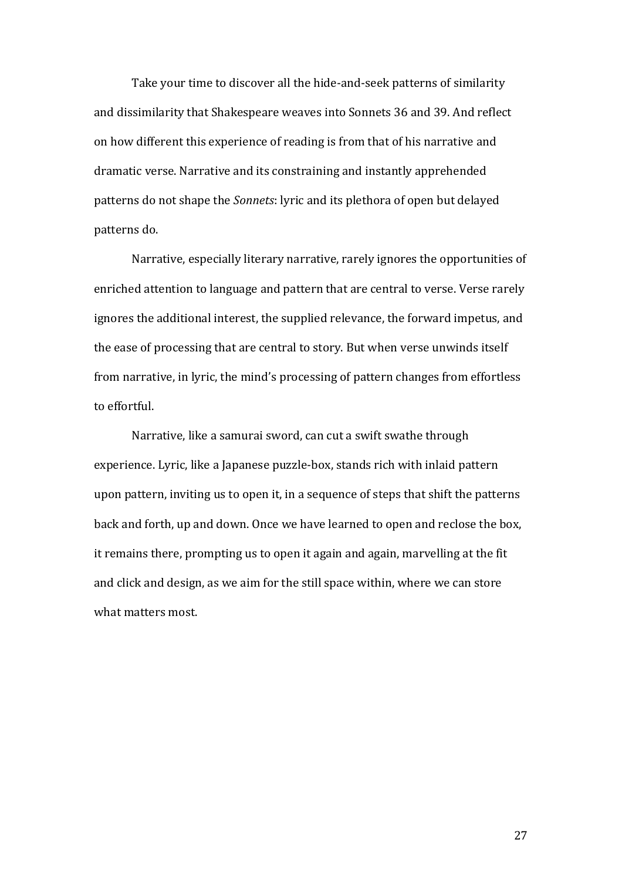Take your time to discover all the hide-and-seek patterns of similarity and dissimilarity that Shakespeare weaves into Sonnets 36 and 39. And reflect on how different this experience of reading is from that of his narrative and dramatic verse. Narrative and its constraining and instantly apprehended patterns do not shape the *Sonnets*: lyric and its plethora of open but delayed patterns do.

Narrative, especially literary narrative, rarely ignores the opportunities of enriched attention to language and pattern that are central to verse. Verse rarely ignores the additional interest, the supplied relevance, the forward impetus, and the ease of processing that are central to story. But when verse unwinds itself from narrative, in lyric, the mind's processing of pattern changes from effortless to effortful.

Narrative, like a samurai sword, can cut a swift swathe through experience. Lyric, like a Japanese puzzle-box, stands rich with inlaid pattern upon pattern, inviting us to open it, in a sequence of steps that shift the patterns back and forth, up and down. Once we have learned to open and reclose the box, it remains there, prompting us to open it again and again, marvelling at the fit and click and design, as we aim for the still space within, where we can store what matters most.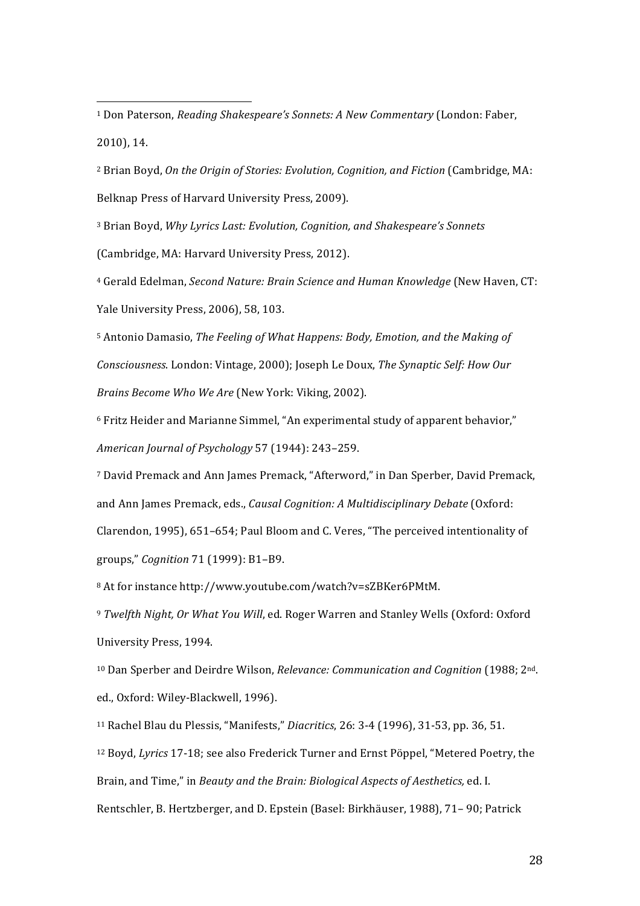[1] Don Paterson, *Reading Shakespeare's Sonnets: A New Commentary* (London: Faber, 2010), 14.

[2] Brian Boyd, *On the Origin of Stories: Evolution, Cognition, and Fiction* (Cambridge, MA: Belknap Press of Harvard University Press, 2009).

[3] Brian Boyd, *Why Lyrics Last: Evolution, Cognition, and Shakespeare's Sonnets* (Cambridge, MA: Harvard University Press, 2012).

[4] Gerald Edelman, *Second Nature: Brain Science and Human Knowledge* (New Haven, CT: Yale University Press, 2006), 58, 103.

[5] Antonio Damasio, *The Feeling of What Happens: Body, Emotion, and the Making of Consciousness*. London: Vintage, 2000); Joseph Le Doux, *The Synaptic Self: How Our Brains Become Who We Are* (New York: Viking, 2002).

[6] Fritz Heider and Marianne Simmel, "An experimental study of apparent behavior," *American Journal of Psychology* 57 (1944): 243–259.

[7] David Premack and Ann James Premack, "Afterword," in Dan Sperber, David Premack, and Ann James Premack, eds., *Causal Cognition: A Multidisciplinary Debate* (Oxford: Clarendon, 1995), 651–654; Paul Bloom and C. Veres, "The perceived intentionality of groups," *Cognition* 71 (1999): B1–B9.

[8] At for instance http://www.youtube.com/watch?v=sZBKer6PMtM.

[9] *Twelfth Night, Or What You Will*, ed. Roger Warren and Stanley Wells (Oxford: Oxford University Press, 1994.

[10] Dan Sperber and Deirdre Wilson, *Relevance: Communication and Cognition* (1988; 2nd. ed., Oxford: Wiley-Blackwell, 1996).

[11] Rachel Blau du Plessis, "Manifests," *Diacritics*, 26: 3-4 (1996), 31-53, pp. 36, 51.

[12] Boyd, *Lyrics* 17-18; see also Frederick Turner and Ernst Pöppel, "Metered Poetry, the Brain, and Time," in *Beauty and the Brain: Biological Aspects of Aesthetics,* ed. I. Rentschler, B. Hertzberger, and D. Epstein (Basel: Birkhäuser, 1988), 71– 90; Patrick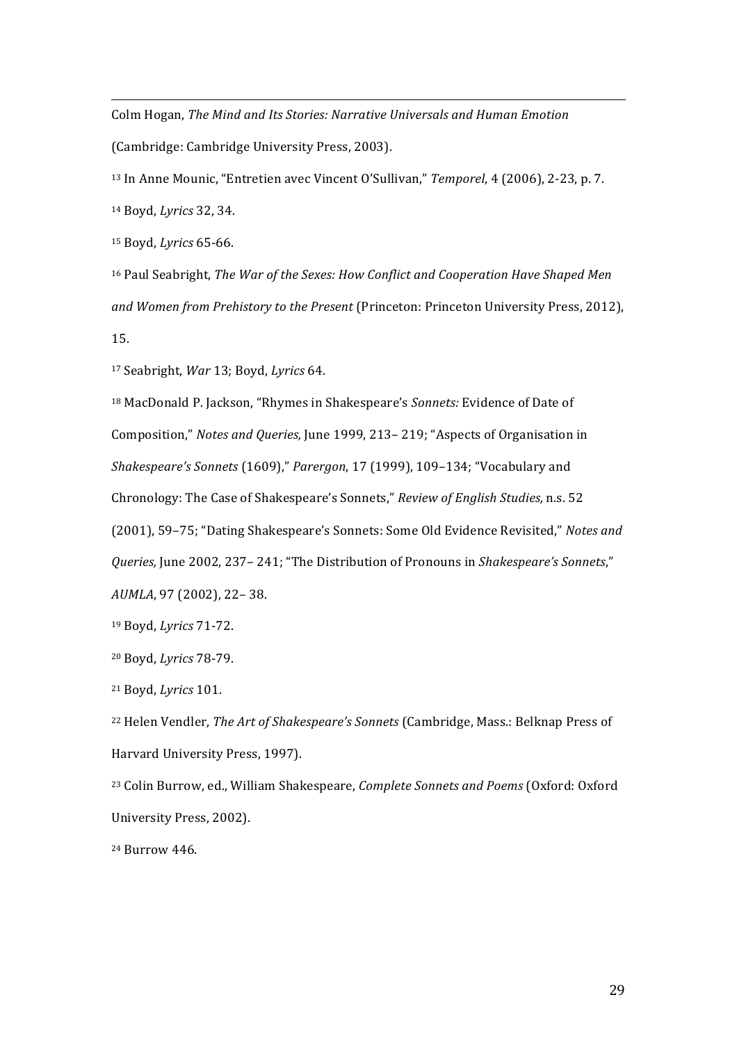Colm Hogan, *The Mind and Its Stories: Narrative Universals and Human Emotion* (Cambridge: Cambridge University Press, 2003).

[13] In Anne Mounic, "Entretien avec Vincent O'Sullivan," *Temporel*, 4 (2006), 2-23, p. 7.

[14] Boyd, *Lyrics* 32, 34.

[15] Boyd, *Lyrics* 65-66.

[16] Paul Seabright, *The War of the Sexes: How Conflict and Cooperation Have Shaped Men and Women from Prehistory to the Present* (Princeton: Princeton University Press, 2012), 15.

[17] Seabright, *War* 13; Boyd, *Lyrics* 64.

[18] MacDonald P. Jackson, "Rhymes in Shakespeare's *Sonnets:* Evidence of Date of Composition," *Notes and Queries,* June 1999, 213– 219; "Aspects of Organisation in *Shakespeare's Sonnets* (1609)," *Parergon*, 17 (1999), 109–134; "Vocabulary and Chronology: The Case of Shakespeare's Sonnets," *Review of English Studies,* n.s. 52 (2001), 59–75; "Dating Shakespeare's Sonnets: Some Old Evidence Revisited," *Notes and Queries,* June 2002, 237– 241; "The Distribution of Pronouns in *Shakespeare's Sonnets*," *AUMLA*, 97 (2002), 22– 38.

[19] Boyd, *Lyrics* 71-72.

[20] Boyd, *Lyrics* 78-79.

[21] Boyd, *Lyrics* 101.

[22] Helen Vendler, *The Art of Shakespeare's Sonnets* (Cambridge, Mass.: Belknap Press of Harvard University Press, 1997).

[23] Colin Burrow, ed., William Shakespeare, *Complete Sonnets and Poems* (Oxford: Oxford University Press, 2002).

[24] Burrow 446.